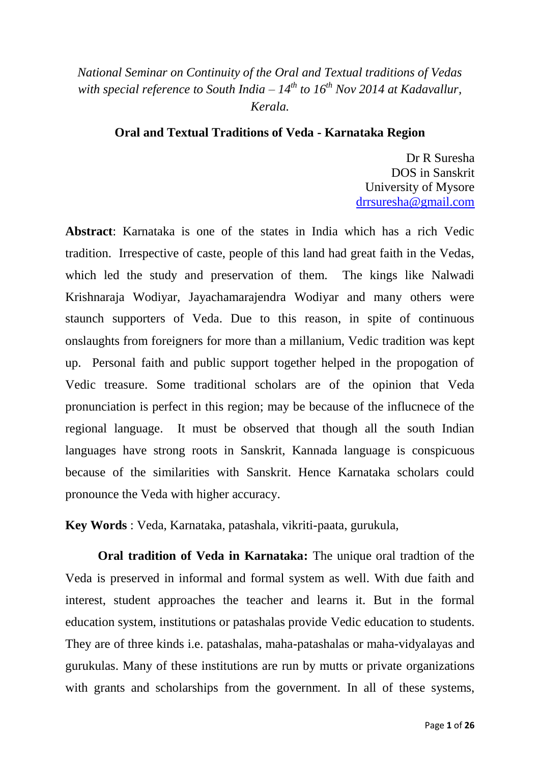*National Seminar on Continuity of the Oral and Textual traditions of Vedas with special reference to South India – 14th to 16th Nov 2014 at Kadavallur, Kerala.*

## Oral and Textual Traditions of Veda - Karnataka Region

Dr R Suresha
DOS in Sanskrit
University of Mysore
drrsuresha@gmail.com

**Abstract**: Karnataka is one of the states in India which has a rich Vedic tradition. Irrespective of caste, people of this land had great faith in the Vedas, which led the study and preservation of them. The kings like Nalwadi Krishnaraja Wodiyar, Jayachamarajendra Wodiyar and many others were staunch supporters of Veda. Due to this reason, in spite of continuous onslaughts from foreigners for more than a millanium, Vedic tradition was kept up. Personal faith and public support together helped in the propogation of Vedic treasure. Some traditional scholars are of the opinion that Veda pronunciation is perfect in this region; may be because of the influcnece of the regional language. It must be observed that though all the south Indian languages have strong roots in Sanskrit, Kannada language is conspicuous because of the similarities with Sanskrit. Hence Karnataka scholars could pronounce the Veda with higher accuracy.

**Key Words** : Veda, Karnataka, patashala, vikriti-paata, gurukula,

**Oral tradition of Veda in Karnataka:** The unique oral tradtion of the Veda is preserved in informal and formal system as well. With due faith and interest, student approaches the teacher and learns it. But in the formal education system, institutions or patashalas provide Vedic education to students. They are of three kinds i.e. patashalas, maha-patashalas or maha-vidyalayas and gurukulas. Many of these institutions are run by mutts or private organizations with grants and scholarships from the government. In all of these systems,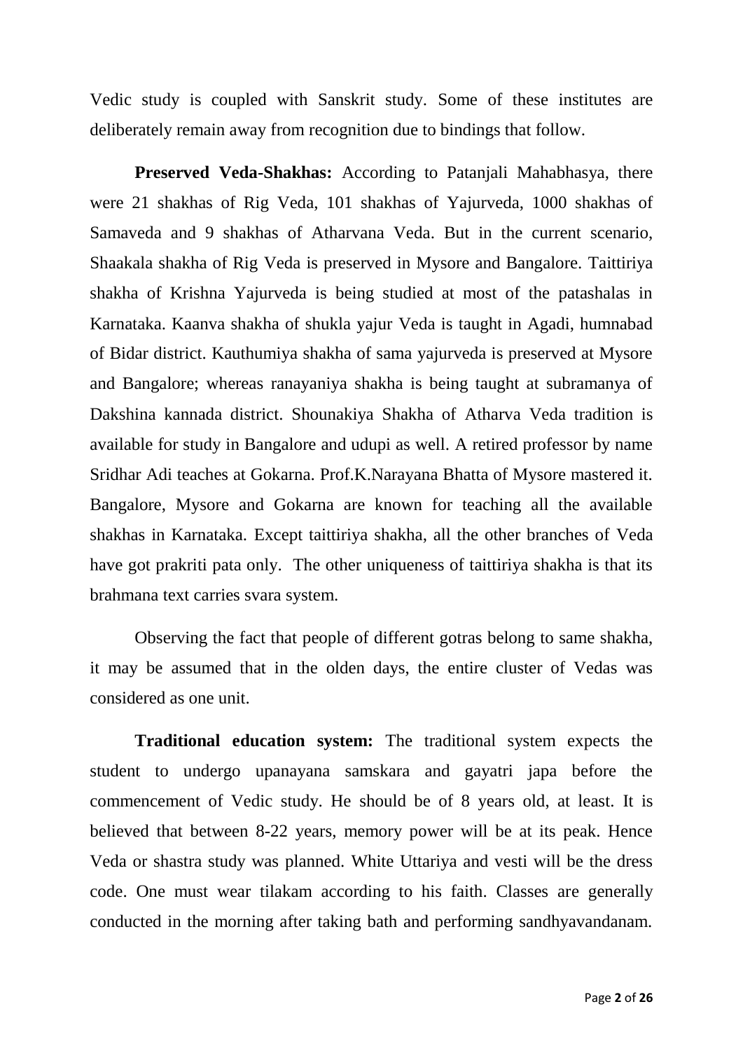Vedic study is coupled with Sanskrit study. Some of these institutes are deliberately remain away from recognition due to bindings that follow.

**Preserved Veda-Shakhas:** According to Patanjali Mahabhasya, there were 21 shakhas of Rig Veda, 101 shakhas of Yajurveda, 1000 shakhas of Samaveda and 9 shakhas of Atharvana Veda. But in the current scenario, Shaakala shakha of Rig Veda is preserved in Mysore and Bangalore. Taittiriya shakha of Krishna Yajurveda is being studied at most of the patashalas in Karnataka. Kaanva shakha of shukla yajur Veda is taught in Agadi, humnabad of Bidar district. Kauthumiya shakha of sama yajurveda is preserved at Mysore and Bangalore; whereas ranayaniya shakha is being taught at subramanya of Dakshina kannada district. Shounakiya Shakha of Atharva Veda tradition is available for study in Bangalore and udupi as well. A retired professor by name Sridhar Adi teaches at Gokarna. Prof.K.Narayana Bhatta of Mysore mastered it. Bangalore, Mysore and Gokarna are known for teaching all the available shakhas in Karnataka. Except taittiriya shakha, all the other branches of Veda have got prakriti pata only. The other uniqueness of taittiriya shakha is that its brahmana text carries svara system.

Observing the fact that people of different gotras belong to same shakha, it may be assumed that in the olden days, the entire cluster of Vedas was considered as one unit.

**Traditional education system:** The traditional system expects the student to undergo upanayana samskara and gayatri japa before the commencement of Vedic study. He should be of 8 years old, at least. It is believed that between 8-22 years, memory power will be at its peak. Hence Veda or shastra study was planned. White Uttariya and vesti will be the dress code. One must wear tilakam according to his faith. Classes are generally conducted in the morning after taking bath and performing sandhyavandanam.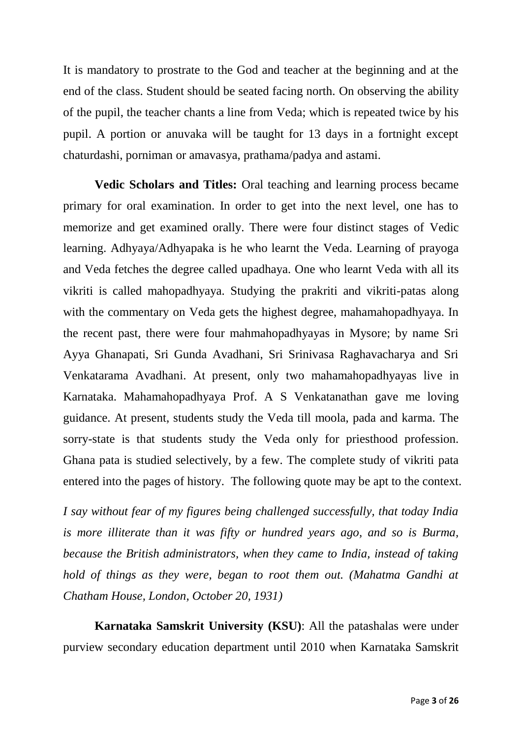It is mandatory to prostrate to the God and teacher at the beginning and at the end of the class. Student should be seated facing north. On observing the ability of the pupil, the teacher chants a line from Veda; which is repeated twice by his pupil. A portion or anuvaka will be taught for 13 days in a fortnight except chaturdashi, porniman or amavasya, prathama/padya and astami.

**Vedic Scholars and Titles:** Oral teaching and learning process became primary for oral examination. In order to get into the next level, one has to memorize and get examined orally. There were four distinct stages of Vedic learning. Adhyaya/Adhyapaka is he who learnt the Veda. Learning of prayoga and Veda fetches the degree called upadhaya. One who learnt Veda with all its vikriti is called mahopadhyaya. Studying the prakriti and vikriti-patas along with the commentary on Veda gets the highest degree, mahamahopadhyaya. In the recent past, there were four mahmahopadhyayas in Mysore; by name Sri Ayya Ghanapati, Sri Gunda Avadhani, Sri Srinivasa Raghavacharya and Sri Venkatarama Avadhani. At present, only two mahamahopadhyayas live in Karnataka. Mahamahopadhyaya Prof. A S Venkatanathan gave me loving guidance. At present, students study the Veda till moola, pada and karma. The sorry-state is that students study the Veda only for priesthood profession. Ghana pata is studied selectively, by a few. The complete study of vikriti pata entered into the pages of history. The following quote may be apt to the context.

*I say without fear of my figures being challenged successfully, that today India is more illiterate than it was fifty or hundred years ago, and so is Burma, because the British administrators, when they came to India, instead of taking hold of things as they were, began to root them out. (Mahatma Gandhi at Chatham House, London, October 20, 1931)*

**Karnataka Samskrit University (KSU)**: All the patashalas were under purview secondary education department until 2010 when Karnataka Samskrit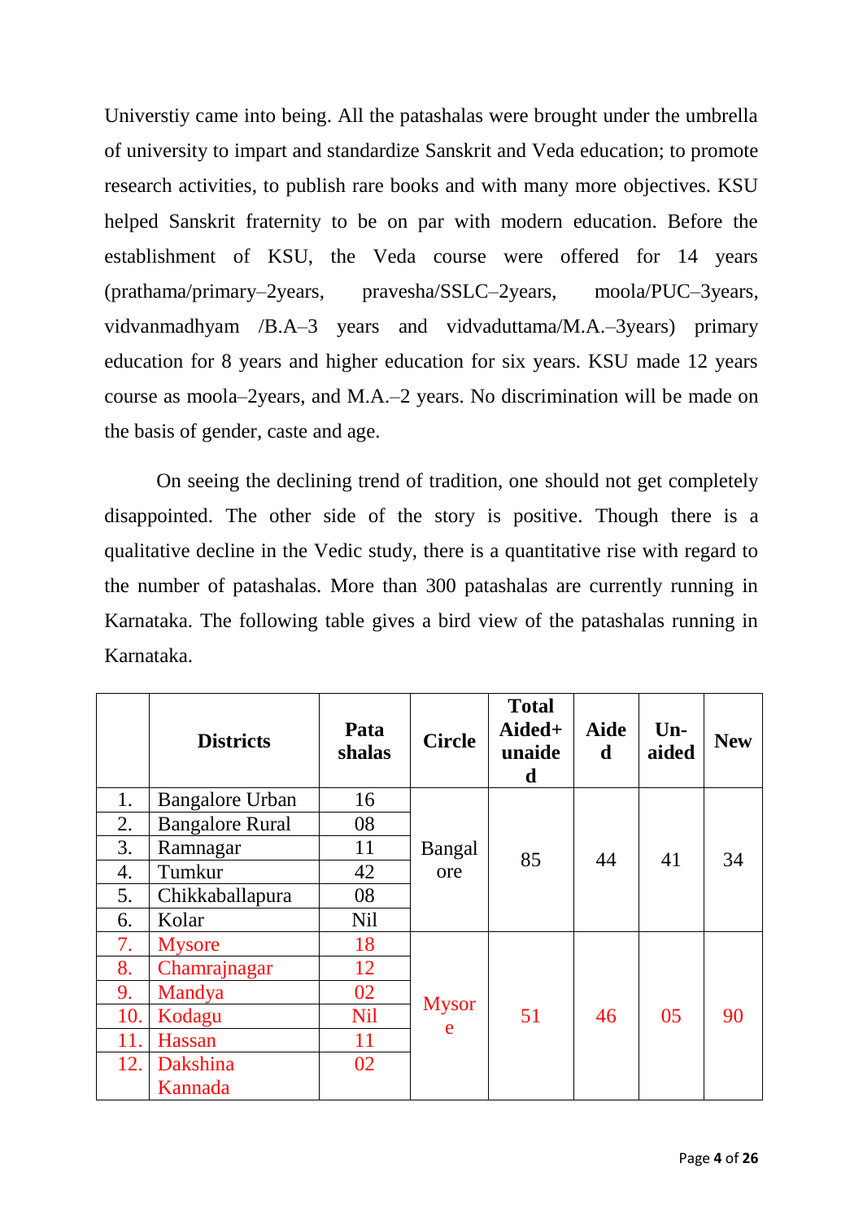Universtiy came into being. All the patashalas were brought under the umbrella of university to impart and standardize Sanskrit and Veda education; to promote research activities, to publish rare books and with many more objectives. KSU helped Sanskrit fraternity to be on par with modern education. Before the establishment of KSU, the Veda course were offered for 14 years (prathama/primary–2years, pravesha/SSLC–2years, moola/PUC–3years, vidvanmadhyam /B.A–3 years and vidvaduttama/M.A.–3years) primary education for 8 years and higher education for six years. KSU made 12 years course as moola–2years, and M.A.–2 years. No discrimination will be made on the basis of gender, caste and age.

On seeing the declining trend of tradition, one should not get completely disappointed. The other side of the story is positive. Though there is a qualitative decline in the Vedic study, there is a quantitative rise with regard to the number of patashalas. More than 300 patashalas are currently running in Karnataka. The following table gives a bird view of the patashalas running in Karnataka.

| | Districts | Patashalas | Circle | Total Aided+unaided | Aided | Un-aided | New |
|---|---|---|---|---|---|---|---|
| 1. | Bangalore Urban | 16 | Bangalore | 85 | 44 | 41 | 34 |
| 2. | Bangalore Rural | 08 | | | | | |
| 3. | Ramnagar | 11 | | | | | |
| 4. | Tumkur | 42 | | | | | |
| 5. | Chikkaballapura | 08 | | | | | |
| 6. | Kolar | Nil | | | | | |
| 7. | Mysore | 18 | Mysore | 51 | 46 | 05 | 90 |
| 8. | Chamrajnagar | 12 | | | | | |
| 9. | Mandya | 02 | | | | | |
| 10. | Kodagu | Nil | | | | | |
| 11. | Hassan | 11 | | | | | |
| 12. | Dakshina Kannada | 02 | | | | | |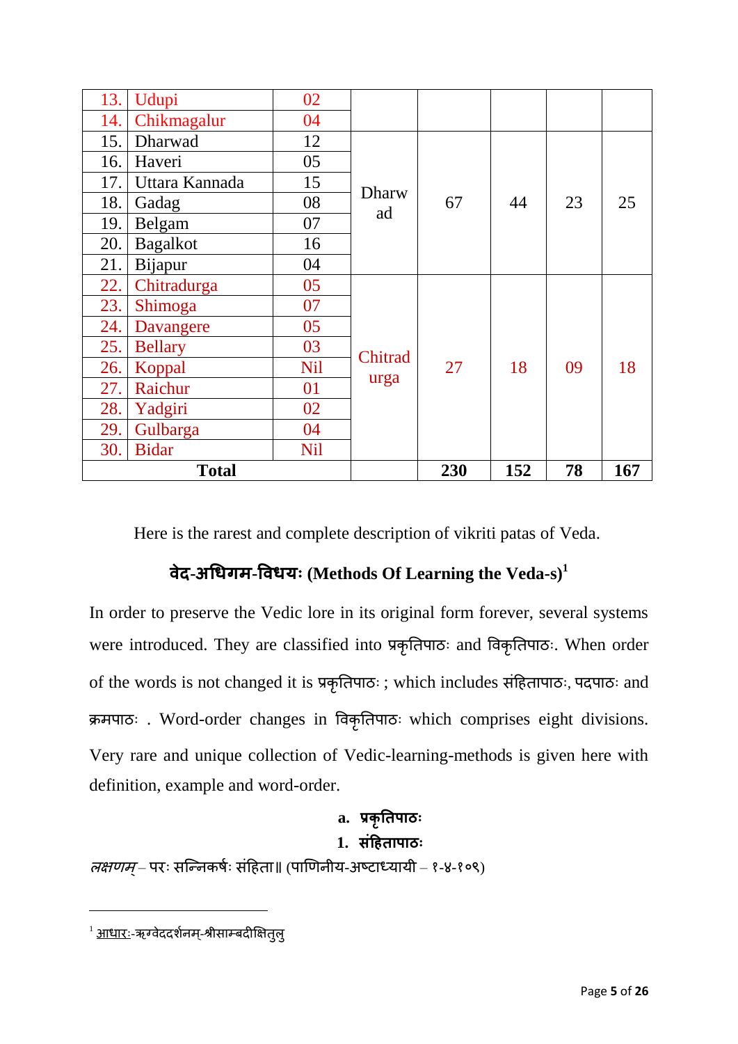| | | | | | | | |
|---|---|---|---|---|---|---|---|
| 13. | Udupi | 02 | | | | | |
| 14. | Chikmagalur | 04 | | | | | |
| 15. | Dharwad | 12 | Dharwad | 67 | 44 | 23 | 25 |
| 16. | Haveri | 05 | | | | | |
| 17. | Uttara Kannada | 15 | | | | | |
| 18. | Gadag | 08 | | | | | |
| 19. | Belgam | 07 | | | | | |
| 20. | Bagalkot | 16 | | | | | |
| 21. | Bijapur | 04 | | | | | |
| 22. | Chitradurga | 05 | Chitradurga | 27 | 18 | 09 | 18 |
| 23. | Shimoga | 07 | | | | | |
| 24. | Davangere | 05 | | | | | |
| 25. | Bellary | 03 | | | | | |
| 26. | Koppal | Nil | | | | | |
| 27. | Raichur | 01 | | | | | |
| 28. | Yadgiri | 02 | | | | | |
| 29. | Gulbarga | 04 | | | | | |
| 30. | Bidar | Nil | | | | | |
| **Total** | | | | **230** | **152** | **78** | **167** |

Here is the rarest and complete description of vikriti patas of Veda.

## वेद-अधिगम-विधयः (Methods Of Learning the Veda-s)[1]

In order to preserve the Vedic lore in its original form forever, several systems were introduced. They are classified into प्रकृतिपाठः and विकृतिपाठः. When order of the words is not changed it is प्रकृतिपाठः ; which includes संहितापाठः, पदपाठः and क्रमपाठः . Word-order changes in विकृतिपाठः which comprises eight divisions. Very rare and unique collection of Vedic-learning-methods is given here with definition, example and word-order.

### a. प्रकृतिपाठः

### 1. संहितापाठः

*लक्षणम्* – परः सन्निकर्षः संहिता॥ (पाणिनीय-अष्टाध्यायी – १-४-१०९)

---

[1] आधारः-ऋग्वेददर्शनम्-श्रीसाम्बदीक्षितुलु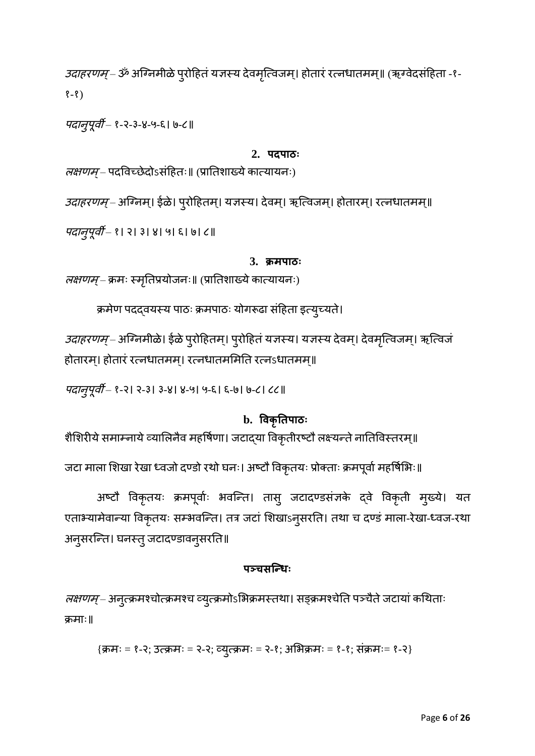*उदाहरणम्* – ॐ अग्निमीळे पुरोहितं यज्ञस्य देवमृत्विजम्। होतारं रत्नधातमम्॥ (ऋग्वेदसंहिता -१-१-१)

*पदानुपूर्वी* – १-२-३-४-५-६। ७-८॥

### 2. पदपाठः

*लक्षणम्* – पदविच्छेदोऽसंहितः॥ (प्रातिशाख्ये कात्यायनः)

*उदाहरणम्* – अग्निम्। ईळे। पुरोहितम्। यज्ञस्य। देवम्। ऋत्विजम्। होतारम्। रत्नधातमम्॥

*पदानुपूर्वी* – १। २। ३। ४। ५। ६। ७। ८॥

### 3. क्रमपाठः

*लक्षणम्* – क्रमः स्मृतिप्रयोजनः॥ (प्रातिशाख्ये कात्यायनः)

क्रमेण पदद्वयस्य पाठः क्रमपाठः योगरूढा संहिता इत्युच्यते।

*उदाहरणम्* – अग्निमीळे। ईळे पुरोहितम्। पुरोहितं यज्ञस्य। यज्ञस्य देवम्। देवमृत्विजम्। ऋत्विजं होतारम्। होतारं रत्नधातमम्। रत्नधातममिति रत्नऽधातमम्॥

*पदानुपूर्वी* – १-२। २-३। ३-४। ४-५। ५-६। ६-७। ७-८। ८८॥

## b. विकृतिपाठः

शैशिरीये समाम्नाये व्यालिनैव महर्षिणा। जटाद्या विकृतीरष्टौ लक्ष्यन्ते नातिविस्तरम्॥

जटा माला शिखा रेखा ध्वजो दण्डो रथो घनः। अष्टौ विकृतयः प्रोक्ताः क्रमपूर्वा महर्षिभिः॥

अष्टौ विकृतयः क्रमपूर्वाः भवन्ति। तासु जटादण्डसंज्ञके द्वे विकृती मुख्ये। यत एताभ्यामेवान्या विकृतयः सम्भवन्ति। तत्र जटां शिखाऽनुसरति। तथा च दण्डं माला-रेखा-ध्वज-रथा अनुसरन्ति। घनस्तु जटादण्डावनुसरति॥

### पञ्चसन्धिः

*लक्षणम्* – अनुत्क्रमश्चोत्क्रमश्च व्युत्क्रमोऽभिक्रमस्तथा। सङ्क्रमश्चेति पञ्चैते जटायां कथिताः क्रमाः॥

{क्रमः = १-२; उत्क्रमः = २-२; व्युत्क्रमः = २-१; अभिक्रमः = १-१; संक्रमः= १-२}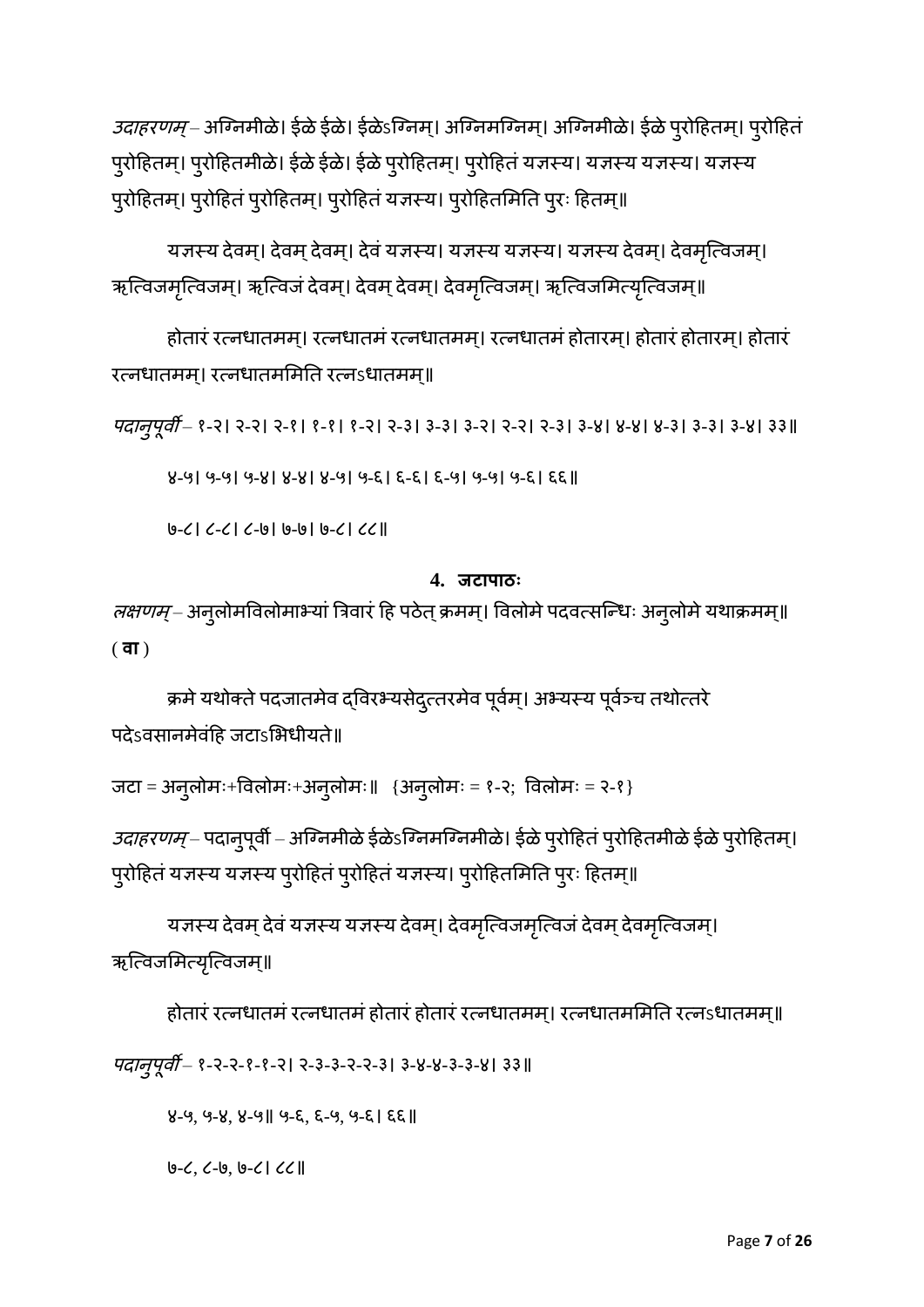*उदाहरणम्* – अग्निमीळे। ईळे ईळे। ईळेऽग्निम्। अग्निमग्निम्। अग्निमीळे। ईळे पुरोहितम्। पुरोहितं पुरोहितम्। पुरोहितमीळे। ईळे ईळे। ईळे पुरोहितम्। पुरोहितं यज्ञस्य। यज्ञस्य यज्ञस्य। यज्ञस्य पुरोहितम्। पुरोहितं पुरोहितम्। पुरोहितं यज्ञस्य। पुरोहितमिति पुरः हितम्॥

यज्ञस्य देवम्। देवम् देवम्। देवं यज्ञस्य। यज्ञस्य यज्ञस्य। यज्ञस्य देवम्। देवमृत्विजम्। ऋत्विजमृत्विजम्। ऋत्विजं देवम्। देवम् देवम्। देवमृत्विजम्। ऋत्विजमित्यृत्विजम्॥

होतारं रत्नधातमम्। रत्नधातमं रत्नधातमम्। रत्नधातमं होतारम्। होतारं होतारम्। होतारं रत्नधातमम्। रत्नधातममिति रत्नऽधातमम्॥

*पदानुपूर्वी* – १-२। २-२। २-१। १-१। १-२। २-३। ३-३। ३-२। २-२। २-३। ३-४। ४-४। ४-३। ३-३। ३-४। ३३॥

४-५। ५-५। ५-४। ४-४। ४-५। ५-६। ६-६। ६-५। ५-५। ५-६। ६६॥

७-८। ८-८। ८-७। ७-७। ७-८। ८८॥

## 4. जटापाठः

*लक्षणम्* – अनुलोमविलोमाभ्यां त्रिवारं हि पठेत् क्रमम्। विलोमे पदवत्सन्धिः अनुलोमे यथाक्रमम्॥

(**वा**)

क्रमे यथोक्ते पदजातमेव द्विरभ्यसेदुत्तरमेव पूर्वम्। अभ्यस्य पूर्वञ्च तथोत्तरे पदेऽवसानमेवंहि जटाऽभिधीयते॥

जटा = अनुलोमः+विलोमः+अनुलोमः॥ {अनुलोमः = १-२; विलोमः = २-१}

*उदाहरणम्* – पदानुपूर्वी – अग्निमीळे ईळेऽग्निमग्निमीळे। ईळे पुरोहितं पुरोहितमीळे ईळे पुरोहितम्। पुरोहितं यज्ञस्य यज्ञस्य पुरोहितं पुरोहितं यज्ञस्य। पुरोहितमिति पुरः हितम्॥

यज्ञस्य देवम् देवं यज्ञस्य यज्ञस्य देवम्। देवमृत्विजमृत्विजं देवम् देवमृत्विजम्। ऋत्विजमित्यृत्विजम्॥

होतारं रत्नधातमं रत्नधातमं होतारं होतारं रत्नधातमम्। रत्नधातममिति रत्नऽधातमम्॥

*पदानुपूर्वी* – १-२-२-१-१-२। २-३-३-२-२-३। ३-४-४-३-३-४। ३३॥

४-५, ५-४, ४-५॥ ५-६, ६-५, ५-६। ६६॥

७-८, ८-७, ७-८। ८८॥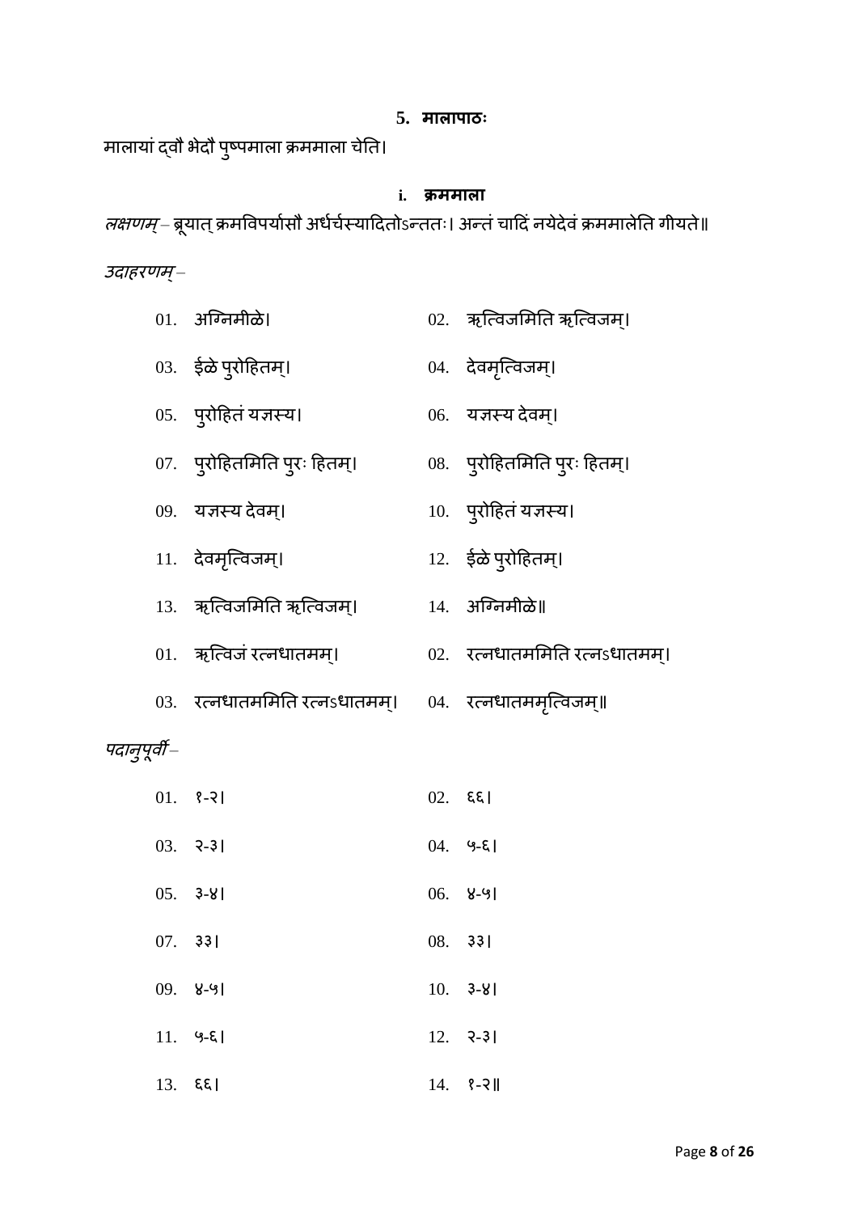## 5. मालापाठः

मालायां द्वौ भेदौ पुष्पमाला क्रममाला चेति।

### i. क्रममाला

*लक्षणम्* – ब्रूयात् क्रमविपर्यासौ अर्धर्चस्यादितोऽन्ततः। अन्तं चादिं नयेदेवं क्रममालेति गीयते॥

*उदाहरणम्* –

| | | | |
|---|---|---|---|
| 01. | अग्निमीळे। | 02. | ऋत्विजमिति ऋत्विजम्। |
| 03. | ईळे पुरोहितम्। | 04. | देवमृत्विजम्। |
| 05. | पुरोहितं यज्ञस्य। | 06. | यज्ञस्य देवम्। |
| 07. | पुरोहितमिति पुरः हितम्। | 08. | पुरोहितमिति पुरः हितम्। |
| 09. | यज्ञस्य देवम्। | 10. | पुरोहितं यज्ञस्य। |
| 11. | देवमृत्विजम्। | 12. | ईळे पुरोहितम्। |
| 13. | ऋत्विजमिति ऋत्विजम्। | 14. | अग्निमीळे॥ |
| 01. | ऋत्विजं रत्नधातमम्। | 02. | रत्नधातममिति रत्नऽधातमम्। |
| 03. | रत्नधातममिति रत्नऽधातमम्। | 04. | रत्नधातममृत्विजम्॥ |

*पदानुपूर्वी* –

| | | | |
|---|---|---|---|
| 01. | १-२। | 02. | ६६। |
| 03. | २-३। | 04. | ५-६। |
| 05. | ३-४। | 06. | ४-५। |
| 07. | ३३। | 08. | ३३। |
| 09. | ४-५। | 10. | ३-४। |
| 11. | ५-६। | 12. | २-३। |
| 13. | ६६। | 14. | १-२॥ |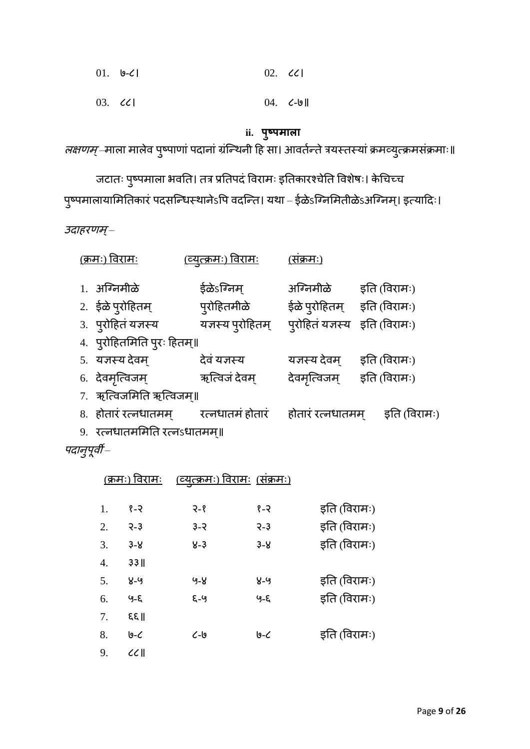| | | | |
|---|---|---|---|
| 01. | ७-८। | 02. | ८८। |
| 03. | ८८। | 04. | ८-७॥ |

### ii. पुष्पमाला

*लक्षणम्* –माला मालेव पुष्पाणां पदानां ग्रन्थिनी हि सा। आवर्तन्ते त्रयस्तस्यां क्रमव्युत्क्रमसंक्रमाः॥

जटातः पुष्पमाला भवति। तत्र प्रतिपदं विरामः इतिकारश्चेति विशेषः। केचिच्च पुष्पमालायामितिकारं पदसन्धिस्थानेऽपि वदन्ति। यथा – ईळेऽग्निमितीळेऽअग्निम्। इत्यादिः।

*उदाहरणम्* –

| | (क्रमः) विरामः | (व्युत्क्रमः) विरामः | (संक्रमः) | |
|---|---|---|---|---|
| 1. | अग्निमीळे | ईळेऽग्निम् | अग्निमीळे | इति (विरामः) |
| 2. | ईळे पुरोहितम् | पुरोहितमीळे | ईळे पुरोहितम् | इति (विरामः) |
| 3. | पुरोहितं यज्ञस्य | यज्ञस्य पुरोहितम् | पुरोहितं यज्ञस्य | इति (विरामः) |
| 4. | पुरोहितमिति पुरः हितम्॥ | | | |
| 5. | यज्ञस्य देवम् | देवं यज्ञस्य | यज्ञस्य देवम् | इति (विरामः) |
| 6. | देवमृत्विजम् | ऋत्विजं देवम् | देवमृत्विजम् | इति (विरामः) |
| 7. | ऋत्विजमिति ऋत्विजम्॥ | | | |
| 8. | होतारं रत्नधातमम् | रत्नधातमं होतारं | होतारं रत्नधातमम् | इति (विरामः) |
| 9. | रत्नधातममिति रत्नऽधातमम्॥ | | | |

*पदानुपूर्वी* –

| | (क्रमः) विरामः | (व्युत्क्रमः) विरामः | (संक्रमः) | |
|---|---|---|---|---|
| 1. | १-२ | २-१ | १-२ | इति (विरामः) |
| 2. | २-३ | ३-२ | २-३ | इति (विरामः) |
| 3. | ३-४ | ४-३ | ३-४ | इति (विरामः) |
| 4. | ३३॥ | | | |
| 5. | ४-५ | ५-४ | ४-५ | इति (विरामः) |
| 6. | ५-६ | ६-५ | ५-६ | इति (विरामः) |
| 7. | ६६॥ | | | |
| 8. | ७-८ | ८-७ | ७-८ | इति (विरामः) |
| 9. | ८८॥ | | | |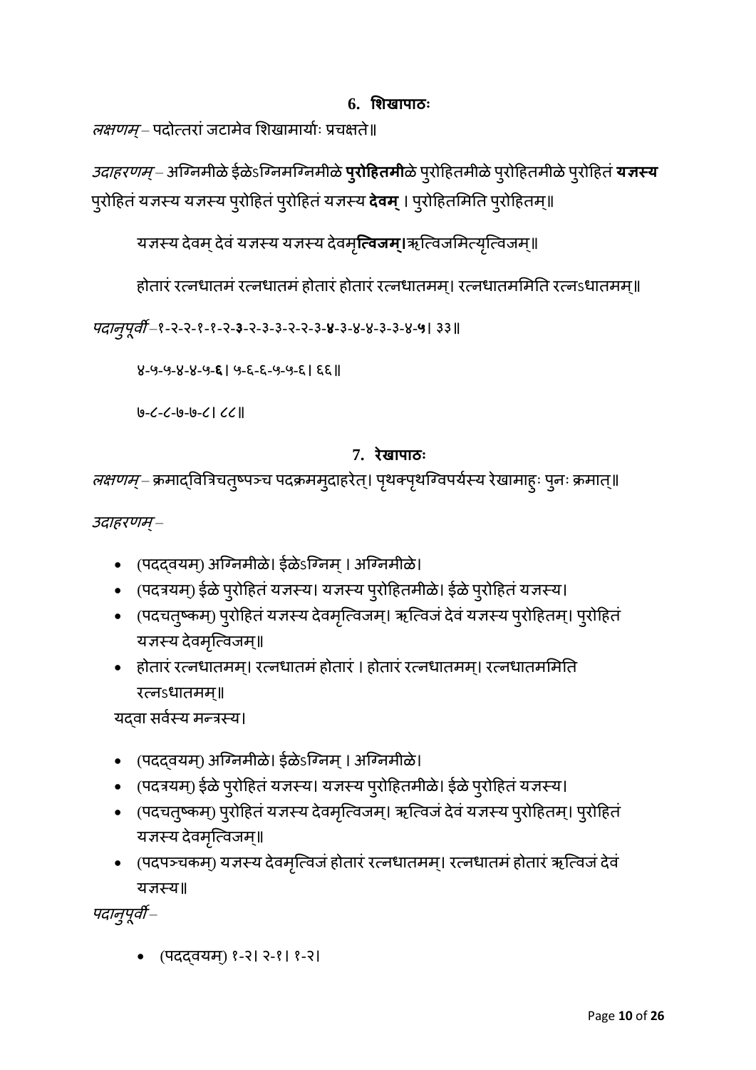### 6. शिखापाठः

*लक्षणम्* – पदोत्तरां जटामेव शिखामार्याः प्रचक्षते॥

*उदाहरणम्* – अग्निमीळे ईळेऽग्निमग्निमीळे **पुरोहितमी**ळे पुरोहितमीळे पुरोहितमीळे पुरोहितं **यज्ञस्य** पुरोहितं यज्ञस्य यज्ञस्य पुरोहितं पुरोहितं यज्ञस्य **देवम्** । पुरोहितमिति पुरोहितम्॥

यज्ञस्य देवम् देवं यज्ञस्य यज्ञस्य देवमृ**त्विजम्।**ऋत्विजमित्यृत्विजम्॥

होतारं रत्नधातमं रत्नधातमं होतारं होतारं रत्नधातमम्। रत्नधातममिति रत्नऽधातमम्॥

*पदानुपूर्वी* –१-२-२-१-१-२-**३**-२-३-३-२-२-३-**४**-३-४-४-३-३-४-**५**। ३३॥

४-५-५-४-४-५-**६**। ५-६-६-५-५-६। ६६॥

७-८-८-७-७-८। ८८॥

### 7. रेखापाठः

*लक्षणम्* – क्रमाद्वित्रिचतुष्पञ्च पदक्रममुदाहरेत्। पृथक्पृथग्विपर्यस्य रेखामाहुः पुनः क्रमात्॥

*उदाहरणम्* –

- (पदद्वयम्) अग्निमीळे। ईळेऽग्निम् । अग्निमीळे।
- (पदत्रयम्) ईळे पुरोहितं यज्ञस्य। यज्ञस्य पुरोहितमीळे। ईळे पुरोहितं यज्ञस्य।
- (पदचतुष्कम्) पुरोहितं यज्ञस्य देवमृत्विजम्। ऋत्विजं देवं यज्ञस्य पुरोहितम्। पुरोहितं यज्ञस्य देवमृत्विजम्॥
- होतारं रत्नधातमम्। रत्नधातमं होतारं । होतारं रत्नधातमम्। रत्नधातममिति रत्नऽधातमम्॥

यद्वा सर्वस्य मन्त्रस्य।

- (पदद्वयम्) अग्निमीळे। ईळेऽग्निम् । अग्निमीळे।
- (पदत्रयम्) ईळे पुरोहितं यज्ञस्य। यज्ञस्य पुरोहितमीळे। ईळे पुरोहितं यज्ञस्य।
- (पदचतुष्कम्) पुरोहितं यज्ञस्य देवमृत्विजम्। ऋत्विजं देवं यज्ञस्य पुरोहितम्। पुरोहितं यज्ञस्य देवमृत्विजम्॥
- (पदपञ्चकम्) यज्ञस्य देवमृत्विजं होतारं रत्नधातमम्। रत्नधातमं होतारं ऋत्विजं देवं यज्ञस्य॥

*पदानुपूर्वी* –

- (पदद्वयम्) १-२। २-१। १-२।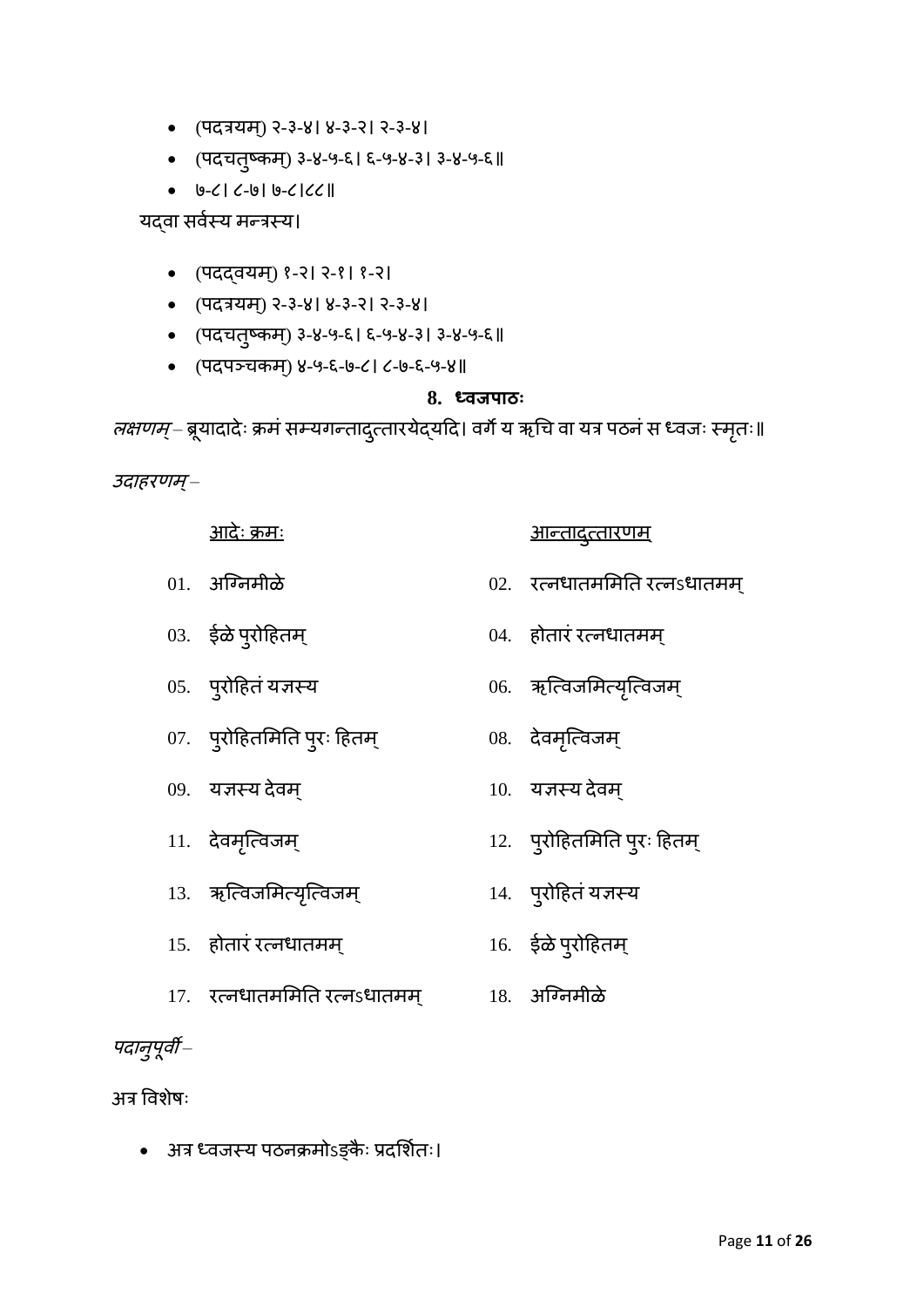- (पदत्रयम्) २-३-४। ४-३-२। २-३-४।
- (पदचतुष्कम्) ३-४-५-६। ६-५-४-३। ३-४-५-६॥
- ७-८। ८-७। ७-८।८८॥

यद्वा सर्वस्य मन्त्रस्य।

- (पदद्वयम्) १-२। २-१। १-२।
- (पदत्रयम्) २-३-४। ४-३-२। २-३-४।
- (पदचतुष्कम्) ३-४-५-६। ६-५-४-३। ३-४-५-६॥
- (पदपञ्चकम्) ४-५-६-७-८। ८-७-६-५-४॥

## 8. ध्वजपाठः

*लक्षणम्* – ब्रूयादादेः क्रमं सम्यगन्तादुत्तारयेद्यदि। वर्गे य ऋचि वा यत्र पठनं स ध्वजः स्मृतः॥

*उदाहरणम्* –

| आदेः क्रमः | आन्तादुत्तारणम् |
|---|---|
| 01. अग्निमीळे | 02. रत्नधातममिति रत्नऽधातमम् |
| 03. ईळे पुरोहितम् | 04. होतारं रत्नधातमम् |
| 05. पुरोहितं यज्ञस्य | 06. ऋत्विजमित्यृत्विजम् |
| 07. पुरोहितमिति पुरः हितम् | 08. देवमृत्विजम् |
| 09. यज्ञस्य देवम् | 10. यज्ञस्य देवम् |
| 11. देवमृत्विजम् | 12. पुरोहितमिति पुरः हितम् |
| 13. ऋत्विजमित्यृत्विजम् | 14. पुरोहितं यज्ञस्य |
| 15. होतारं रत्नधातमम् | 16. ईळे पुरोहितम् |
| 17. रत्नधातममिति रत्नऽधातमम् | 18. अग्निमीळे |

*पदानुपूर्वी* –

अत्र विशेषः

- अत्र ध्वजस्य पठनक्रमोऽङ्कैः प्रदर्शितः।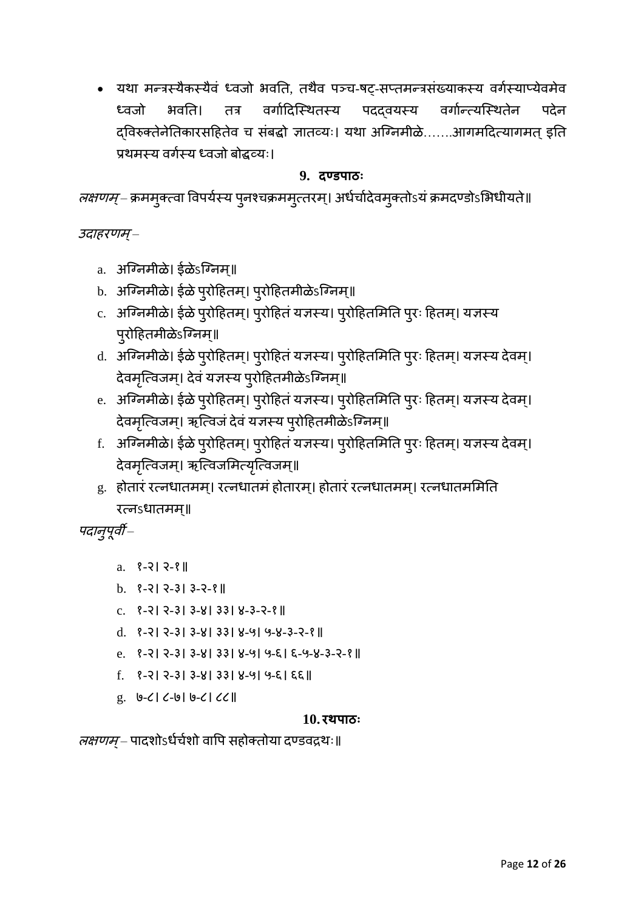- यथा मन्त्रस्यैकस्यैवं ध्वजो भवति, तथैव पञ्च-षट्-सप्तमन्त्रसंख्याकस्य वर्गस्याप्येवमेव ध्वजो भवति। तत्र वर्गादिस्थितस्य पदद्वयस्य वर्गान्त्यस्थितेन पदेन द्विरुक्तेनेतिकारसहितेव च संबद्धो ज्ञातव्यः। यथा अग्निमीळे…….आगमदित्यागमत् इति प्रथमस्य वर्गस्य ध्वजो बोद्धव्यः।

### 9. दण्डपाठः

*लक्षणम्* – क्रममुक्त्वा विपर्यस्य पुनश्चक्रममुत्तरम्। अर्धर्चादेवमुक्तोऽयं क्रमदण्डोऽभिधीयते॥

*उदाहरणम्* –

a. अग्निमीळे। ईळेऽग्निम्॥
b. अग्निमीळे। ईळे पुरोहितम्। पुरोहितमीळेऽग्निम्॥
c. अग्निमीळे। ईळे पुरोहितम्। पुरोहितं यज्ञस्य। पुरोहितमिति पुरः हितम्। यज्ञस्य पुरोहितमीळेऽग्निम्॥
d. अग्निमीळे। ईळे पुरोहितम्। पुरोहितं यज्ञस्य। पुरोहितमिति पुरः हितम्। यज्ञस्य देवम्। देवमृत्विजम्। देवं यज्ञस्य पुरोहितमीळेऽग्निम्॥
e. अग्निमीळे। ईळे पुरोहितम्। पुरोहितं यज्ञस्य। पुरोहितमिति पुरः हितम्। यज्ञस्य देवम्। देवमृत्विजम्। ऋत्विजं देवं यज्ञस्य पुरोहितमीळेऽग्निम्॥
f. अग्निमीळे। ईळे पुरोहितम्। पुरोहितं यज्ञस्य। पुरोहितमिति पुरः हितम्। यज्ञस्य देवम्। देवमृत्विजम्। ऋत्विजमित्यृत्विजम्॥
g. होतारं रत्नधातमम्। रत्नधातमं होतारम्। होतारं रत्नधातमम्। रत्नधातममिति रत्नऽधातमम्॥

*पदानुपूर्वी* –

a. १-२। २-१॥
b. १-२। २-३। ३-२-१॥
c. १-२। २-३। ३-४। ३३। ४-३-२-१॥
d. १-२। २-३। ३-४। ३३। ४-५। ५-४-३-२-१॥
e. १-२। २-३। ३-४। ३३। ४-५। ५-६। ६-५-४-३-२-१॥
f. १-२। २-३। ३-४। ३३। ४-५। ५-६। ६६॥
g. ७-८। ८-७। ७-८। ८८॥

### 10. रथपाठः

*लक्षणम्* – पादशोऽर्धर्चशो वापि सहोक्तोया दण्डवद्रथः॥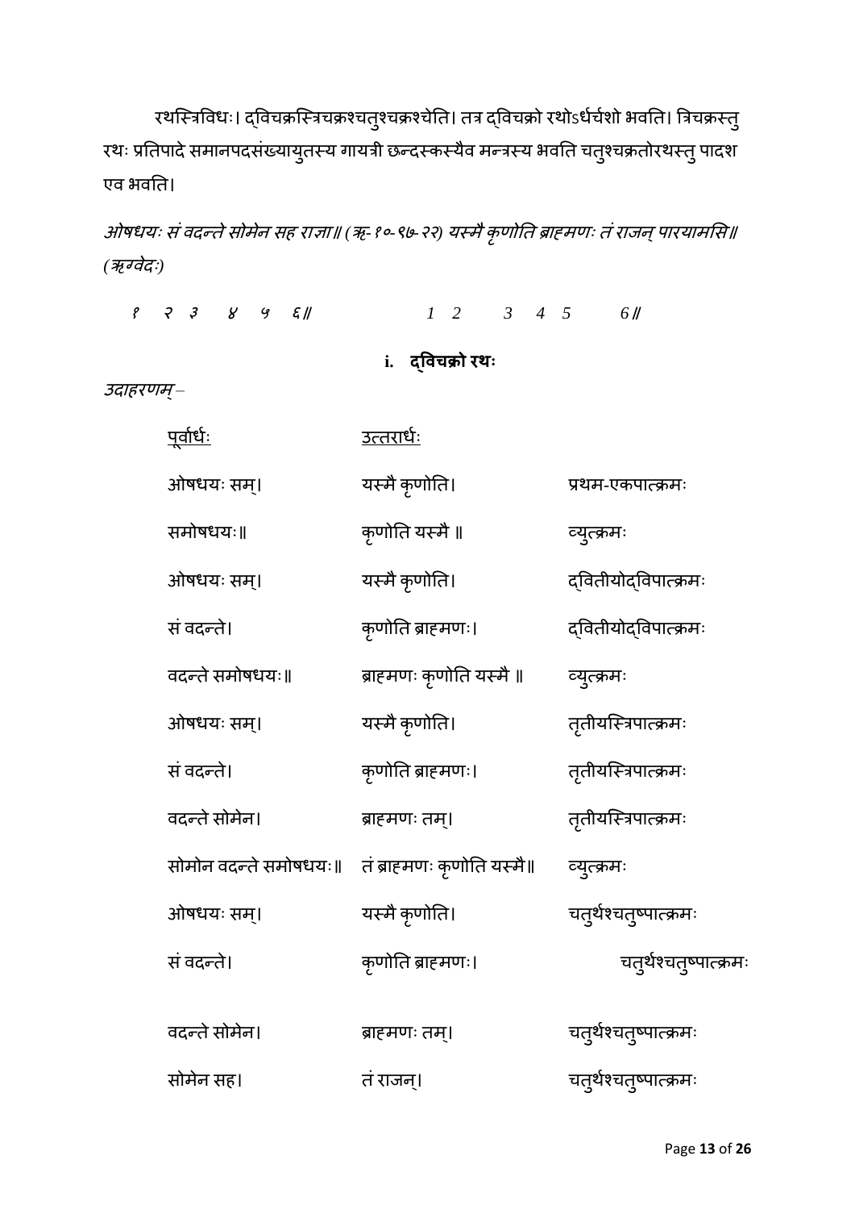रथस्त्रिविधः। द्विचक्रस्त्रिचक्रश्चतुश्चक्रश्चेति। तत्र द्विचक्रो रथोऽर्धर्चशो भवति। त्रिचक्रस्तु रथः प्रतिपादे समानपदसंख्यायुतस्य गायत्री छन्दस्कस्यैव मन्त्रस्य भवति चतुश्चक्रतोरथस्तु पादश एव भवति।

*ओषधयः सं वदन्ते सोमेन सह राज्ञा॥ (ऋ-१०-९७-२२) यस्मै कृणोति ब्राह्मणः तं राजन् पारयामसि॥ (ऋग्वेदः)*

*१ २ ३ ४ ५ ६॥ 1 2 3 4 5 6॥*

### i. द्विचक्रो रथः

*उदाहरणम् –*

| पूर्वार्धः | उत्तरार्धः | |
|---|---|---|
| ओषधयः सम्। | यस्मै कृणोति। | प्रथम-एकपात्क्रमः |
| समोषधयः॥ | कृणोति यस्मै ॥ | व्युत्क्रमः |
| ओषधयः सम्। | यस्मै कृणोति। | द्वितीयोद्विपात्क्रमः |
| सं वदन्ते। | कृणोति ब्राह्मणः। | द्वितीयोद्विपात्क्रमः |
| वदन्ते समोषधयः॥ | ब्राह्मणः कृणोति यस्मै ॥ | व्युत्क्रमः |
| ओषधयः सम्। | यस्मै कृणोति। | तृतीयस्त्रिपात्क्रमः |
| सं वदन्ते। | कृणोति ब्राह्मणः। | तृतीयस्त्रिपात्क्रमः |
| वदन्ते सोमेन। | ब्राह्मणः तम्। | तृतीयस्त्रिपात्क्रमः |
| सोमोन वदन्ते समोषधयः॥ | तं ब्राह्मणः कृणोति यस्मै॥ | व्युत्क्रमः |
| ओषधयः सम्। | यस्मै कृणोति। | चतुर्थश्चतुष्पात्क्रमः |
| सं वदन्ते। | कृणोति ब्राह्मणः। | चतुर्थश्चतुष्पात्क्रमः |
| वदन्ते सोमेन। | ब्राह्मणः तम्। | चतुर्थश्चतुष्पात्क्रमः |
| सोमेन सह। | तं राजन्। | चतुर्थश्चतुष्पात्क्रमः |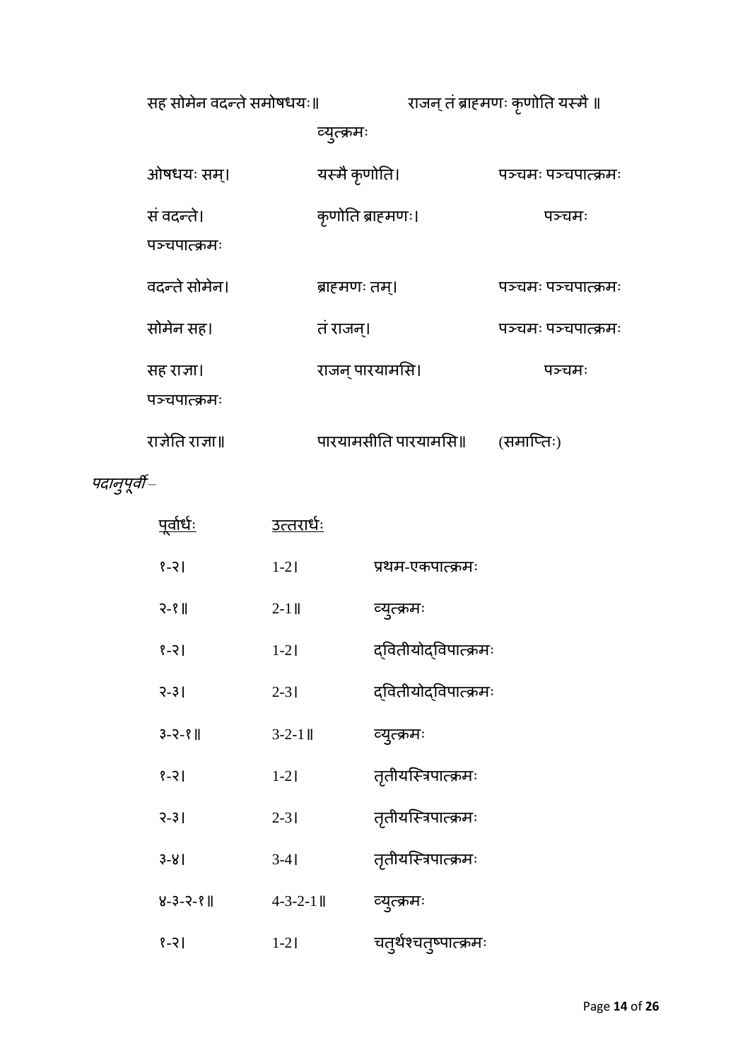सह सोमेन वदन्ते समोषधयः॥ राजन् तं ब्राह्मणः कृणोति यस्मै ॥

व्युत्क्रमः

| | | |
|---|---|---|
| ओषधयः सम्। | यस्मै कृणोति। | पञ्चमः पञ्चपात्क्रमः |
| सं वदन्ते। | कृणोति ब्राह्मणः। | पञ्चमः पञ्चपात्क्रमः |
| वदन्ते सोमेन। | ब्राह्मणः तम्। | पञ्चमः पञ्चपात्क्रमः |
| सोमेन सह। | तं राजन्। | पञ्चमः पञ्चपात्क्रमः |
| सह राज्ञा। | राजन् पारयामसि। | पञ्चमः पञ्चपात्क्रमः |
| राज्ञेति राज्ञा॥ | पारयामसीति पारयामसि॥ | (समाप्तिः) |

*पदानुपूर्वी*–

| पूर्वार्धः | उत्तरार्धः | |
|---|---|---|
| १-२। | 1-2। | प्रथम-एकपात्क्रमः |
| २-१॥ | 2-1॥ | व्युत्क्रमः |
| १-२। | 1-2। | द्वितीयोद्विपात्क्रमः |
| २-३। | 2-3। | द्वितीयोद्विपात्क्रमः |
| ३-२-१॥ | 3-2-1॥ | व्युत्क्रमः |
| १-२। | 1-2। | तृतीयस्त्रिपात्क्रमः |
| २-३। | 2-3। | तृतीयस्त्रिपात्क्रमः |
| ३-४। | 3-4। | तृतीयस्त्रिपात्क्रमः |
| ४-३-२-१॥ | 4-3-2-1॥ | व्युत्क्रमः |
| १-२। | 1-2। | चतुर्थश्चतुष्पात्क्रमः |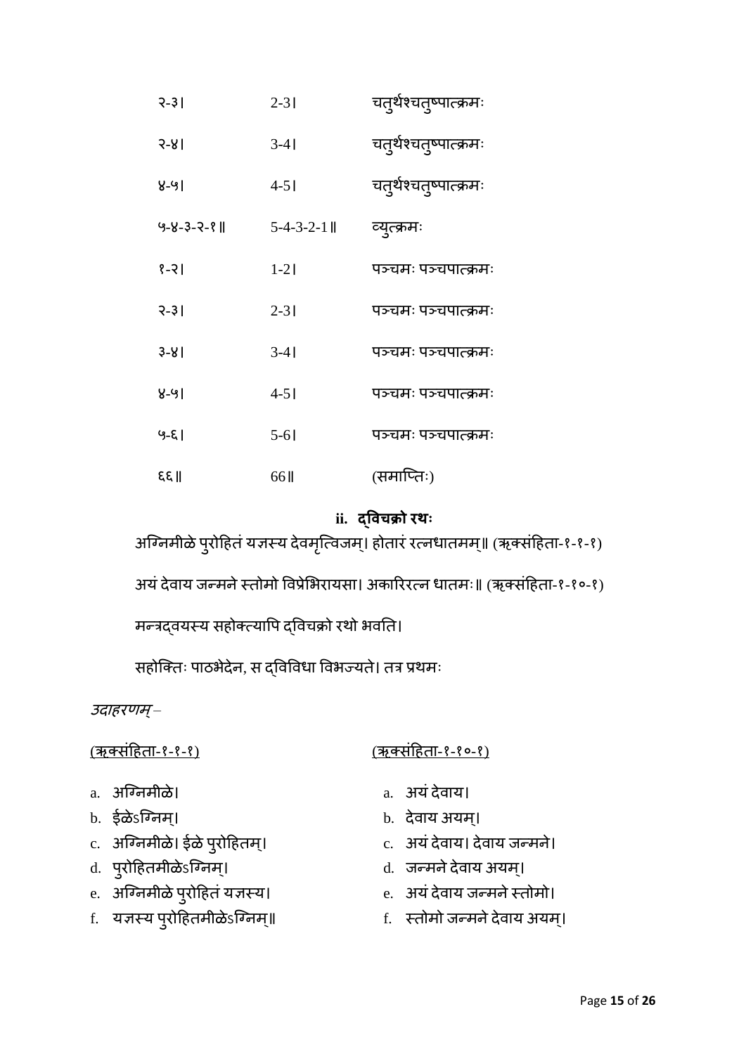| | | |
|---|---|---|
| २-३। | 2-3। | चतुर्थश्चतुष्पात्क्रमः |
| ३-४। | 3-4। | चतुर्थश्चतुष्पात्क्रमः |
| ४-५। | 4-5। | चतुर्थश्चतुष्पात्क्रमः |
| ५-४-३-२-१॥ | 5-4-3-2-1॥ | व्युत्क्रमः |
| १-२। | 1-2। | पञ्चमः पञ्चपात्क्रमः |
| २-३। | 2-3। | पञ्चमः पञ्चपात्क्रमः |
| ३-४। | 3-4। | पञ्चमः पञ्चपात्क्रमः |
| ४-५। | 4-5। | पञ्चमः पञ्चपात्क्रमः |
| ५-६। | 5-6। | पञ्चमः पञ्चपात्क्रमः |
| ६६॥ | 66॥ | (समाप्तिः) |

### ii. द्विचक्रो रथः

अग्निमीळे पुरोहितं यज्ञस्य देवमृत्विजम्। होतारं रत्नधातमम्॥ (ऋक्संहिता-१-१-१)

अयं देवाय जन्मने स्तोमो विप्रेभिरायसा। अकारिरत्न धातमः॥ (ऋक्संहिता-१-१०-१)

मन्त्रद्वयस्य सहोक्त्यापि द्विचक्रो रथो भवति।

सहोक्तिः पाठभेदेन, स द्विविधा विभज्यते। तत्र प्रथमः

*उदाहरणम्* –

<u>(ऋक्संहिता-१-१-१)</u>

a. अग्निमीळे।
b. ईळेऽग्निम्।
c. अग्निमीळे। ईळे पुरोहितम्।
d. पुरोहितमीळेऽग्निम्।
e. अग्निमीळे पुरोहितं यज्ञस्य।
f. यज्ञस्य पुरोहितमीळेऽग्निम्॥

<u>(ऋक्संहिता-१-१०-१)</u>

a. अयं देवाय।
b. देवाय अयम्।
c. अयं देवाय। देवाय जन्मने।
d. जन्मने देवाय अयम्।
e. अयं देवाय जन्मने स्तोमो।
f. स्तोमो जन्मने देवाय अयम्।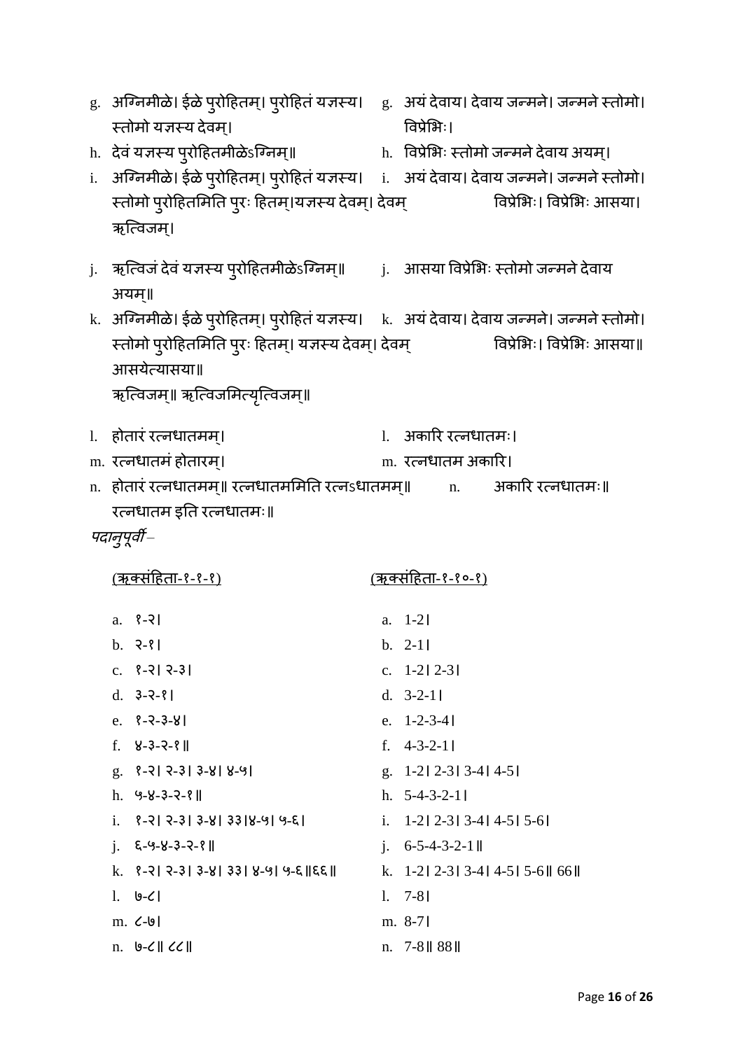g. अग्निमीळे। ईळे पुरोहितम्। पुरोहितं यज्ञस्य। स्तोमो यज्ञस्य देवम्।

h. देवं यज्ञस्य पुरोहितमीळेऽग्निम्॥

i. अग्निमीळे। ईळे पुरोहितम्। पुरोहितं यज्ञस्य। स्तोमो पुरोहितमिति पुरः हितम्।यज्ञस्य देवम्। देवम् ऋत्विजम्।

j. ऋत्विजं देवं यज्ञस्य पुरोहितमीळेऽग्निम्॥

k. अग्निमीळे। ईळे पुरोहितम्। पुरोहितं यज्ञस्य। स्तोमो पुरोहितमिति पुरः हितम्। यज्ञस्य देवम्। देवम् ऋत्विजम्॥ ऋत्विजमित्यृत्विजम्॥

l. होतारं रत्नधातमम्।

m. रत्नधातमं होतारम्।

n. होतारं रत्नधातमम्॥ रत्नधातममिति रत्नऽधातमम्॥

g. अयं देवाय। देवाय जन्मने। जन्मने स्तोमो। विप्रेभिः।

h. विप्रेभिः स्तोमो जन्मने देवाय अयम्।

i. अयं देवाय। देवाय जन्मने। जन्मने स्तोमो। विप्रेभिः। विप्रेभिः आसया।

j. आसया विप्रेभिः स्तोमो जन्मने देवाय अयम्॥

k. अयं देवाय। देवाय जन्मने। जन्मने स्तोमो। विप्रेभिः। विप्रेभिः आसया॥ आसयेत्यासया॥

l. अकारि रत्नधातमः।

m. रत्नधातम अकारि।

n. अकारि रत्नधातमः॥ रत्नधातम इति रत्नधातमः॥

*पदानुपूर्वी –*

| <u>(ऋक्संहिता-१-१-१)</u> | <u>(ऋक्संहिता-१-१०-१)</u> |
|---|---|
| a. १-२। | a. 1-2। |
| b. २-१। | b. 2-1। |
| c. १-२। २-३। | c. 1-2। 2-3। |
| d. ३-२-१। | d. 3-2-1। |
| e. १-२-३-४। | e. 1-2-3-4। |
| f. ४-३-२-१॥ | f. 4-3-2-1। |
| g. १-२। २-३। ३-४। ४-५। | g. 1-2। 2-3। 3-4। 4-5। |
| h. ५-४-३-२-१॥ | h. 5-4-3-2-1। |
| i. १-२। २-३। ३-४। ३३।४-५। ५-६। | i. 1-2। 2-3। 3-4। 4-5। 5-6। |
| j. ६-५-४-३-२-१॥ | j. 6-5-4-3-2-1॥ |
| k. १-२। २-३। ३-४। ३३। ४-५। ५-६॥६६॥ | k. 1-2। 2-3। 3-4। 4-5। 5-6॥ 66॥ |
| l. ७-८। | l. 7-8। |
| m. ८-७। | m. 8-7। |
| n. ७-८॥ ८८॥ | n. 7-8॥ 88॥ |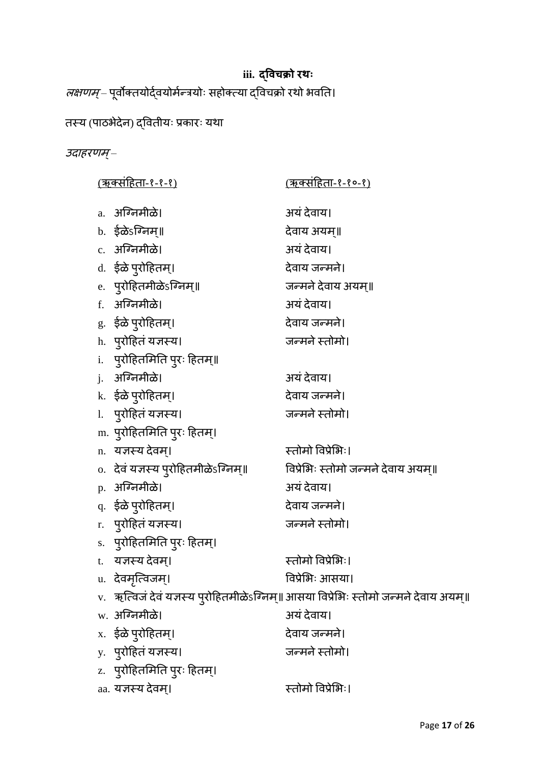### iii. द्विचक्रो रथः

*लक्षणम्* – पूर्वोक्तयोर्द्वयोर्मन्त्रयोः सहोक्त्या द्विचक्रो रथो भवति।

तस्य (पाठभेदेन) द्वितीयः प्रकारः यथा

*उदाहरणम्* –

| | (ऋक्संहिता-१-१-१) | (ऋक्संहिता-१-१०-१) |
|---|---|---|
| a. | अग्निमीळे। | अयं देवाय। |
| b. | ईळेऽग्निम्॥ | देवाय अयम्॥ |
| c. | अग्निमीळे। | अयं देवाय। |
| d. | ईळे पुरोहितम्। | देवाय जन्मने। |
| e. | पुरोहितमीळेऽग्निम्॥ | जन्मने देवाय अयम्॥ |
| f. | अग्निमीळे। | अयं देवाय। |
| g. | ईळे पुरोहितम्। | देवाय जन्मने। |
| h. | पुरोहितं यज्ञस्य। | जन्मने स्तोमो। |
| i. | पुरोहितमिति पुरः हितम्॥ | |
| j. | अग्निमीळे। | अयं देवाय। |
| k. | ईळे पुरोहितम्। | देवाय जन्मने। |
| l. | पुरोहितं यज्ञस्य। | जन्मने स्तोमो। |
| m. | पुरोहितमिति पुरः हितम्। | |
| n. | यज्ञस्य देवम्। | स्तोमो विप्रेभिः। |
| o. | देवं यज्ञस्य पुरोहितमीळेऽग्निम्॥ | विप्रेभिः स्तोमो जन्मने देवाय अयम्॥ |
| p. | अग्निमीळे। | अयं देवाय। |
| q. | ईळे पुरोहितम्। | देवाय जन्मने। |
| r. | पुरोहितं यज्ञस्य। | जन्मने स्तोमो। |
| s. | पुरोहितमिति पुरः हितम्। | |
| t. | यज्ञस्य देवम्। | स्तोमो विप्रेभिः। |
| u. | देवमृत्विजम्। | विप्रेभिः आसया। |
| v. | ऋत्विजं देवं यज्ञस्य पुरोहितमीळेऽग्निम्॥ | आसया विप्रेभिः स्तोमो जन्मने देवाय अयम्॥ |
| w. | अग्निमीळे। | अयं देवाय। |
| x. | ईळे पुरोहितम्। | देवाय जन्मने। |
| y. | पुरोहितं यज्ञस्य। | जन्मने स्तोमो। |
| z. | पुरोहितमिति पुरः हितम्। | |
| aa. | यज्ञस्य देवम्। | स्तोमो विप्रेभिः। |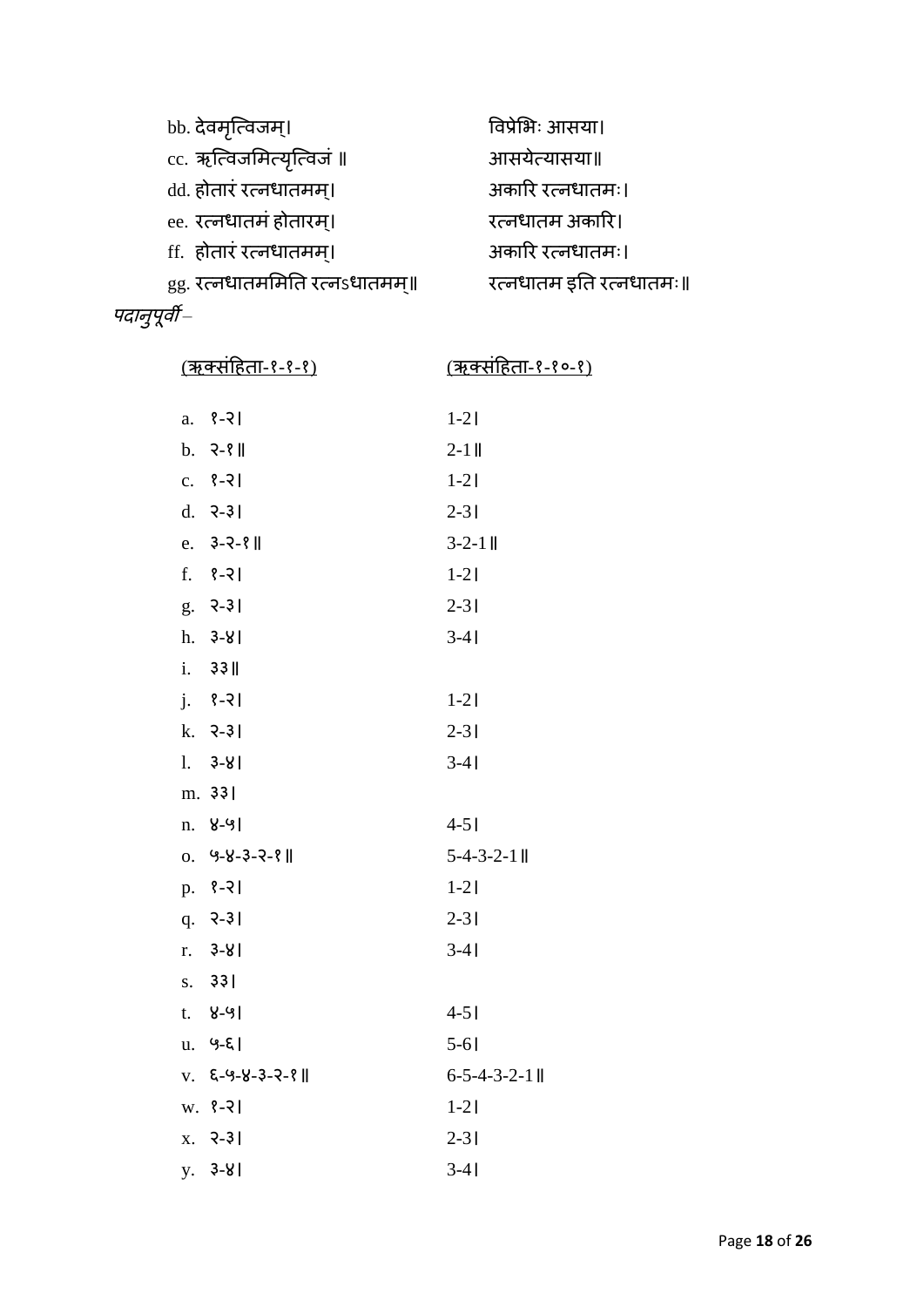| | |
|---|---|
| bb. देवमृत्विजम्। | विप्रेभिः आसया। |
| cc. ऋत्विजमित्यृत्विजं ॥ | आसयेत्यासया॥ |
| dd. होतारं रत्नधातमम्। | अकारि रत्नधातमः। |
| ee. रत्नधातमं होतारम्। | रत्नधातम अकारि। |
| ff. होतारं रत्नधातमम्। | अकारि रत्नधातमः। |
| gg. रत्नधातममिति रत्नऽधातमम्॥ | रत्नधातम इति रत्नधातमः॥ |

*पदानुपूर्वी –*

| <u>(ऋक्संहिता-१-१-१)</u> | <u>(ऋक्संहिता-१-१०-१)</u> |
|---|---|
| a. १-२। | 1-2। |
| b. २-१॥ | 2-1॥ |
| c. १-२। | 1-2। |
| d. २-३। | 2-3। |
| e. ३-२-१॥ | 3-2-1॥ |
| f. १-२। | 1-2। |
| g. २-३। | 2-3। |
| h. ३-४। | 3-4। |
| i. ३३॥ | |
| j. १-२। | 1-2। |
| k. २-३। | 2-3। |
| l. ३-४। | 3-4। |
| m. ३३। | |
| n. ४-५। | 4-5। |
| o. ५-४-३-२-१॥ | 5-4-3-2-1॥ |
| p. १-२। | 1-2। |
| q. २-३। | 2-3। |
| r. ३-४। | 3-4। |
| s. ३३। | |
| t. ४-५। | 4-5। |
| u. ५-६। | 5-6। |
| v. ६-५-४-३-२-१॥ | 6-5-4-3-2-1॥ |
| w. १-२। | 1-2। |
| x. २-३। | 2-3। |
| y. ३-४। | 3-4। |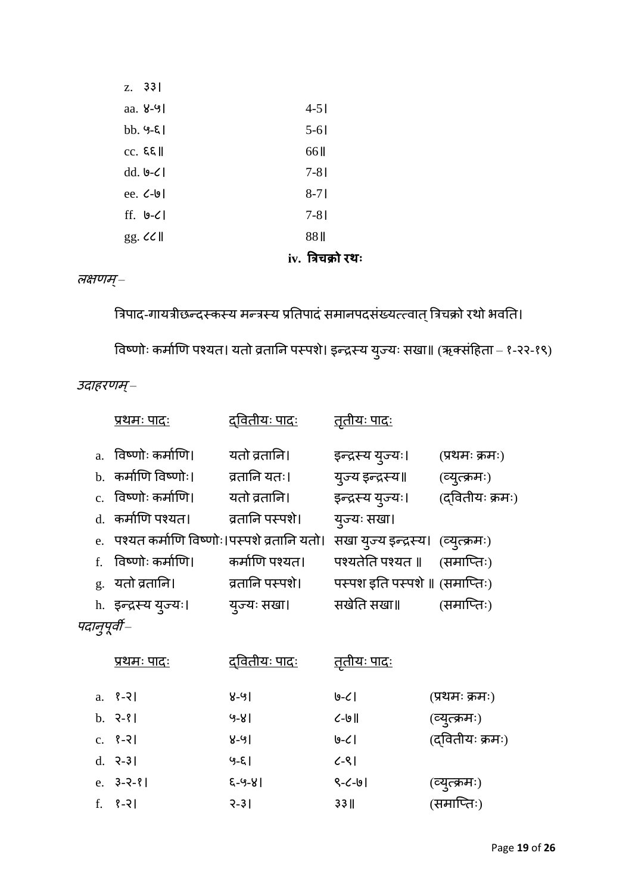z. ३३।

| | |
|---|---|
| aa. ४-५। | 4-5। |
| bb. ५-६। | 5-6। |
| cc. ६६॥ | 66॥ |
| dd. ७-८। | 7-8। |
| ee. ८-७। | 8-7। |
| ff. ७-८। | 7-8। |
| gg. ८८॥ | 88॥ |

### iv. त्रिचक्रो रथः

*लक्षणम्* –

त्रिपाद-गायत्रीछन्दस्कस्य मन्त्रस्य प्रतिपादं समानपदसंख्यत्वात् त्रिचक्रो रथो भवति।

विष्णोः कर्माणि पश्यत। यतो व्रतानि पस्पशे। इन्द्रस्य युज्यः सखा॥ (ऋक्संहिता – १-२२-१९)

*उदाहरणम्* –

| | प्रथमः पादः | द्वितीयः पादः | तृतीयः पादः | |
|---|---|---|---|---|
| a. | विष्णोः कर्माणि। | यतो व्रतानि। | इन्द्रस्य युज्यः। | (प्रथमः क्रमः) |
| b. | कर्माणि विष्णोः। | व्रतानि यतः। | युज्य इन्द्रस्य॥ | (व्युत्क्रमः) |
| c. | विष्णोः कर्माणि। | यतो व्रतानि। | इन्द्रस्य युज्यः। | (द्वितीयः क्रमः) |
| d. | कर्माणि पश्यत। | व्रतानि पस्पशे। | युज्यः सखा। | |
| e. | पश्यत कर्माणि विष्णोः। | पस्पशे व्रतानि यतो। | सखा युज्य इन्द्रस्य। | (व्युत्क्रमः) |
| f. | विष्णोः कर्माणि। | कर्माणि पश्यत। | पश्यतेति पश्यत ॥ | (समाप्तिः) |
| g. | यतो व्रतानि। | व्रतानि पस्पशे। | पस्पश इति पस्पशे ॥ | (समाप्तिः) |
| h. | इन्द्रस्य युज्यः। | युज्यः सखा। | सखेति सखा॥ | (समाप्तिः) |

*पदानुपूर्वी* –

| | प्रथमः पादः | द्वितीयः पादः | तृतीयः पादः | |
|---|---|---|---|---|
| a. | १-२। | ४-५। | ७-८। | (प्रथमः क्रमः) |
| b. | २-१। | ५-४। | ८-७॥ | (व्युत्क्रमः) |
| c. | १-२। | ४-५। | ७-८। | (द्वितीयः क्रमः) |
| d. | २-३। | ५-६। | ८-९। | |
| e. | ३-२-१। | ६-५-४। | ९-८-७। | (व्युत्क्रमः) |
| f. | १-२। | २-३। | ३३॥ | (समाप्तिः) |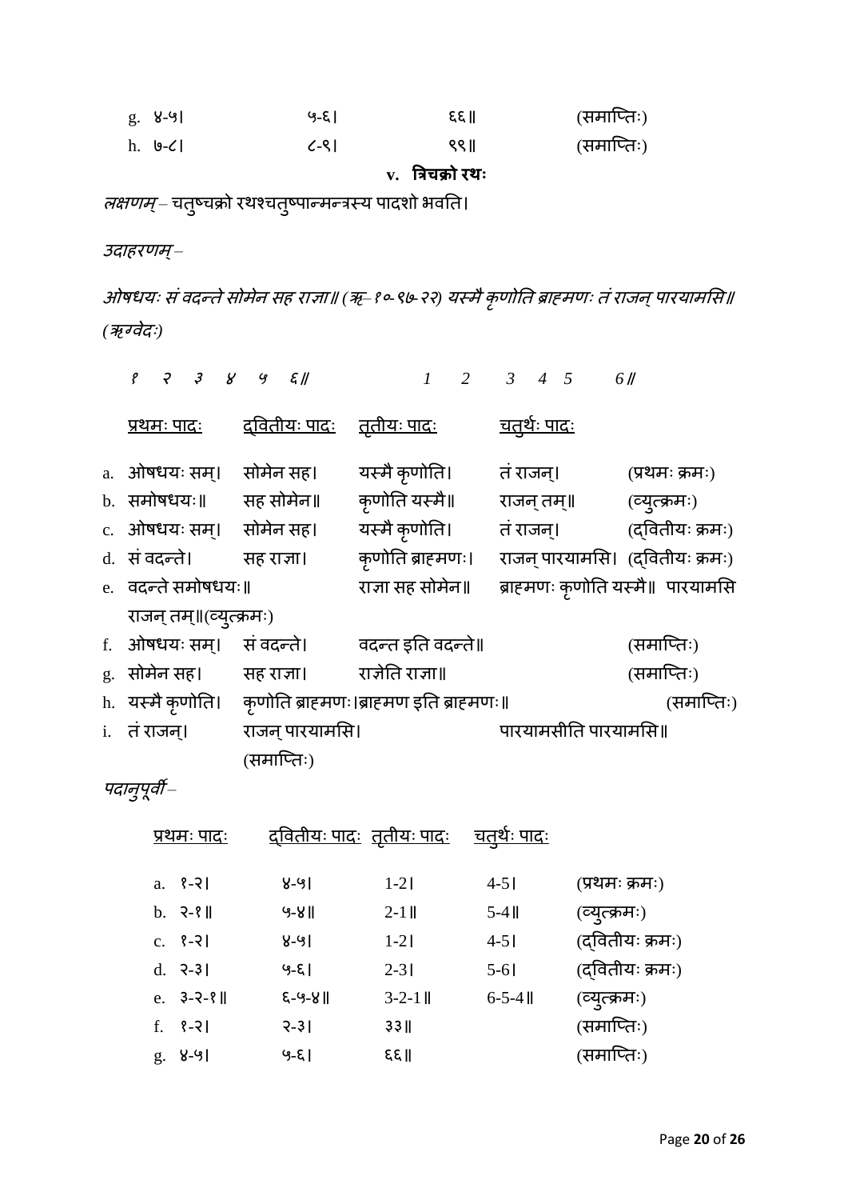| | | | | |
|---|---|---|---|---|
| g. ४-५। | ५-६। | ६६॥ | | (समाप्तिः) |
| h. ७-८। | ८-९। | ९९॥ | | (समाप्तिः) |

### v. त्रिचक्रो रथः

*लक्षणम्* – चतुष्चक्रो रथश्चतुष्पान्मन्त्रस्य पादशो भवति।

*उदाहरणम्* –

*ओषधयः सं वदन्ते सोमेन सह राज्ञा॥ (ऋ-१०-९७-२२) यस्मै कृणोति ब्राह्मणः तं राजन् पारयामसि॥ (ऋग्वेदः)*

*१ २ ३ ४ ५ ६॥* *1 2 3 4 5 6॥*

| प्रथमः पादः | द्वितीयः पादः | तृतीयः पादः | चतुर्थः पादः | |
|---|---|---|---|---|
| a. ओषधयः सम्। | सोमेन सह। | यस्मै कृणोति। | तं राजन्। | (प्रथमः क्रमः) |
| b. समोषधयः॥ | सह सोमेन॥ | कृणोति यस्मै॥ | राजन् तम्॥ | (व्युत्क्रमः) |
| c. ओषधयः सम्। | सोमेन सह। | यस्मै कृणोति। | तं राजन्। | (द्वितीयः क्रमः) |
| d. सं वदन्ते। | सह राज्ञा। | कृणोति ब्राह्मणः। | राजन् पारयामसि। | (द्वितीयः क्रमः) |
| e. वदन्ते समोषधयः॥ | | राज्ञा सह सोमेन॥ | ब्राह्मणः कृणोति यस्मै॥ | पारयामसि राजन् तम्॥(व्युत्क्रमः) |
| f. ओषधयः सम्। | सं वदन्ते। | वदन्त इति वदन्ते॥ | | (समाप्तिः) |
| g. सोमेन सह। | सह राज्ञा। | राज्ञेति राज्ञा॥ | | (समाप्तिः) |
| h. यस्मै कृणोति। | कृणोति ब्राह्मणः।ब्राह्मण इति ब्राह्मणः॥ | | | (समाप्तिः) |
| i. तं राजन्। | राजन् पारयामसि। (समाप्तिः) | | पारयामसीति पारयामसि॥ | |

*पदानुपूर्वी* –

| प्रथमः पादः | द्वितीयः पादः | तृतीयः पादः | चतुर्थः पादः | |
|---|---|---|---|---|
| a. १-२। | ४-५। | 1-2। | 4-5। | (प्रथमः क्रमः) |
| b. २-१॥ | ५-४॥ | 2-1॥ | 5-4॥ | (व्युत्क्रमः) |
| c. १-२। | ४-५। | 1-2। | 4-5। | (द्वितीयः क्रमः) |
| d. २-३। | ५-६। | 2-3। | 5-6। | (द्वितीयः क्रमः) |
| e. ३-२-१॥ | ६-५-४॥ | 3-2-1॥ | 6-5-4॥ | (व्युत्क्रमः) |
| f. १-२। | २-३। | ३३॥ | | (समाप्तिः) |
| g. ४-५। | ५-६। | ६६॥ | | (समाप्तिः) |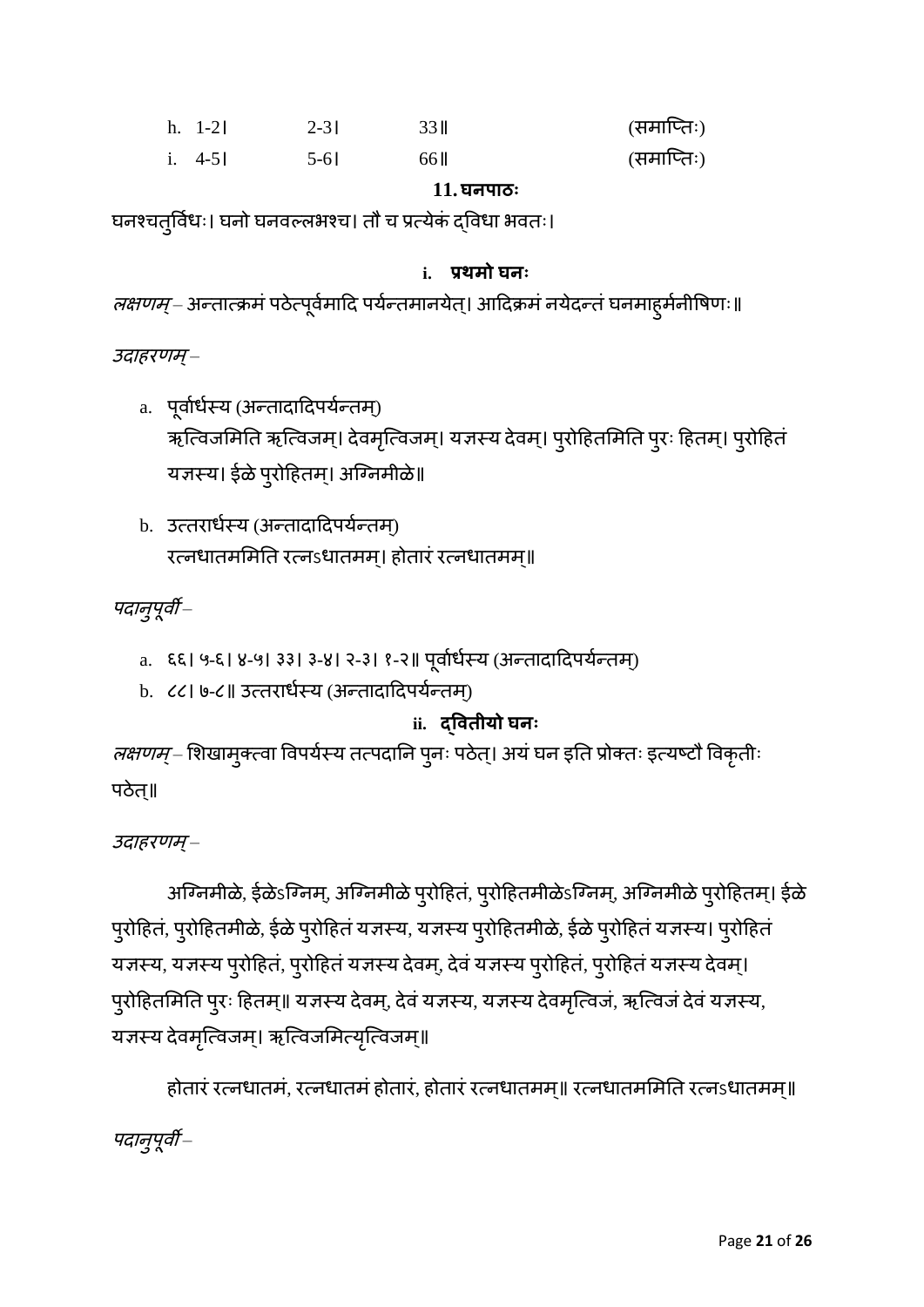h. 1-2। 2-3। 33॥ (समाप्तिः)

i. 4-5। 5-6। 66॥ (समाप्तिः)

## 11. घनपाठः

घनश्चतुर्विधः। घनो घनवल्लभश्च। तौ च प्रत्येकं द्विधा भवतः।

### i. प्रथमो घनः

*लक्षणम्* – अन्तात्क्रमं पठेत्पूर्वमादि पर्यन्तमानयेत्। आदिक्रमं नयेदन्तं घनमाहुर्मनीषिणः॥

*उदाहरणम्* –

a. पूर्वार्धस्य (अन्तादादिपर्यन्तम्)
ऋत्विजमिति ऋत्विजम्। देवमृत्विजम्। यज्ञस्य देवम्। पुरोहितमिति पुरः हितम्। पुरोहितं यज्ञस्य। ईळे पुरोहितम्। अग्निमीळे॥

b. उत्तरार्धस्य (अन्तादादिपर्यन्तम्)
रत्नधातममिति रत्नऽधातमम्। होतारं रत्नधातमम्॥

*पदानुपूर्वी* –

a. ६६। ५-६। ४-५। ३३। ३-४। २-३। १-२॥ पूर्वार्धस्य (अन्तादादिपर्यन्तम्)
b. ८८। ७-८॥ उत्तरार्धस्य (अन्तादादिपर्यन्तम्)

### ii. द्वितीयो घनः

*लक्षणम्* – शिखामुक्त्वा विपर्यस्य तत्पदानि पुनः पठेत्। अयं घन इति प्रोक्तः इत्यष्टौ विकृतीः पठेत्॥

*उदाहरणम्* –

अग्निमीळे, ईळेऽग्निम्, अग्निमीळे पुरोहितं, पुरोहितमीळेऽग्निम्, अग्निमीळे पुरोहितम्। ईळे पुरोहितं, पुरोहितमीळे, ईळे पुरोहितं यज्ञस्य, यज्ञस्य पुरोहितमीळे, ईळे पुरोहितं यज्ञस्य। पुरोहितं यज्ञस्य, यज्ञस्य पुरोहितं, पुरोहितं यज्ञस्य देवम्, देवं यज्ञस्य पुरोहितं, पुरोहितं यज्ञस्य देवम्। पुरोहितमिति पुरः हितम्॥ यज्ञस्य देवम्, देवं यज्ञस्य, यज्ञस्य देवमृत्विजं, ऋत्विजं देवं यज्ञस्य, यज्ञस्य देवमृत्विजम्। ऋत्विजमित्यृत्विजम्॥

होतारं रत्नधातमं, रत्नधातमं होतारं, होतारं रत्नधातमम्॥ रत्नधातममिति रत्नऽधातमम्॥

*पदानुपूर्वी* –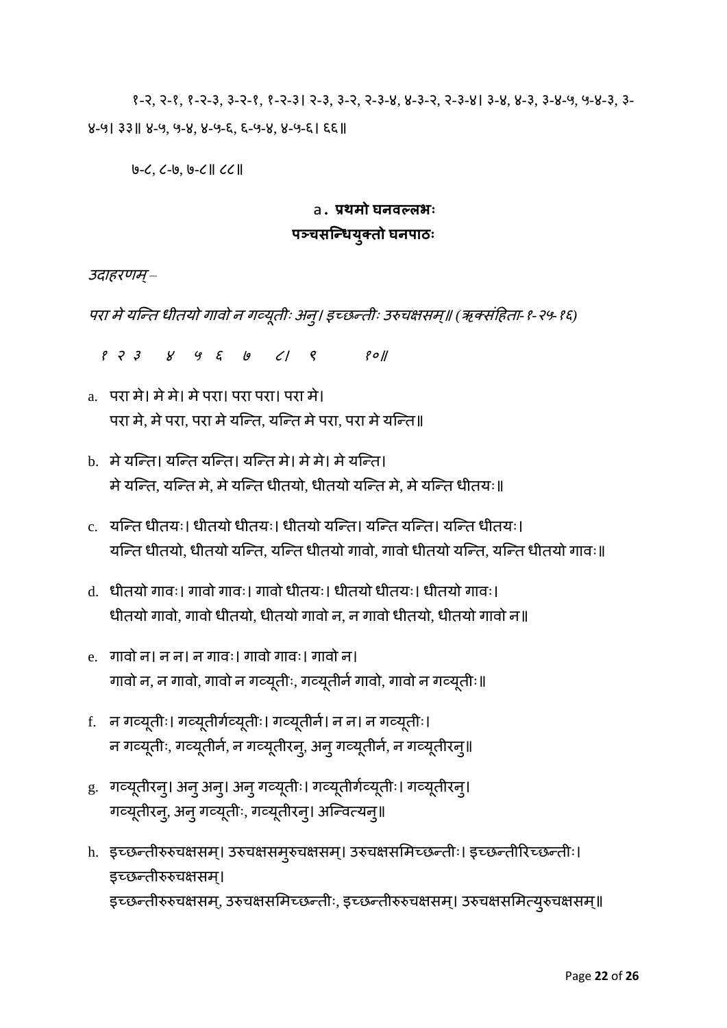१-२, २-१, १-२-३, ३-२-१, १-२-३। २-३, ३-२, २-३-४, ४-३-२, २-३-४। ३-४, ४-३, ३-४-५, ५-४-३, ३-४-५। ३३॥ ४-५, ५-४, ४-५-६, ६-५-४, ४-५-६। ६६॥

७-८, ८-७, ७-८॥ ८८॥

### a. **प्रथमो घनवल्लभः**
### **पञ्चसन्धियुक्तो घनपाठः**

*उदाहरणम् –*

*परा मे यन्ति धीतयो गावो न गव्यूतीः अनु। इच्छन्तीः उरुचक्षसम्॥ (ऋक्संहिता-१-२५-१६)*

*१ २ ३ ४ ५ ६ ७ ८। ९ १०॥*

a. परा मे। मे मे। मे परा। परा परा। परा मे।
पराा मे, मे परा, परा मे यन्ति, यन्ति मे परा, परा मे यन्ति॥

b. मे यन्ति। यन्ति यन्ति। यन्ति मे। मे मे। मे यन्ति।
मे यन्ति, यन्ति मे, मे यन्ति धीतयो, धीतयो यन्ति मे, मे यन्ति धीतयः॥

c. यन्ति धीतयः। धीतयो धीतयः। धीतयो यन्ति। यन्ति यन्ति। यन्ति धीतयः।
यन्ति धीतयो, धीतयो यन्ति, यन्ति धीतयो गावो, गावो धीतयो यन्ति, यन्ति धीतयो गावः॥

d. धीतयो गावः। गावो गावः। गावो धीतयः। धीतयो धीतयः। धीतयो गावः।
धीतयो गावो, गावो धीतयो, धीतयो गावो न, न गावो धीतयो, धीतयो गावो न॥

e. गावो न। न न। न गावः। गावो गावः। गावो न।
गावो न, न गावो, गावो न गव्यूतीः, गव्यूतीर्न गावो, गावो न गव्यूतीः॥

f. न गव्यूतीः। गव्यूतीर्गव्यूतीः। गव्यूतीर्न। न न। न गव्यूतीः।
न गव्यूतीः, गव्यूतीर्न, न गव्यूतीरनु, अनु गव्यूतीर्न, न गव्यूतीरनु॥

g. गव्यूतीरनु। अनु अनु। अनु गव्यूतीः। गव्यूतीर्गव्यूतीः। गव्यूतीरनु।
गव्यूतीरनु, अनु गव्यूतीः, गव्यूतीरनु। अन्वित्यनु॥

h. इच्छन्तीरुरुचक्षसम्। उरुचक्षसमुरुचक्षसम्। उरुचक्षसमिच्छन्तीः। इच्छन्तीरिच्छन्तीः। इच्छन्तीरुरुचक्षसम्।
इच्छन्तीरुरुचक्षसम्, उरुचक्षसमिच्छन्तीः, इच्छन्तीरुरुचक्षसम्। उरुचक्षसमित्युरुचक्षसम्॥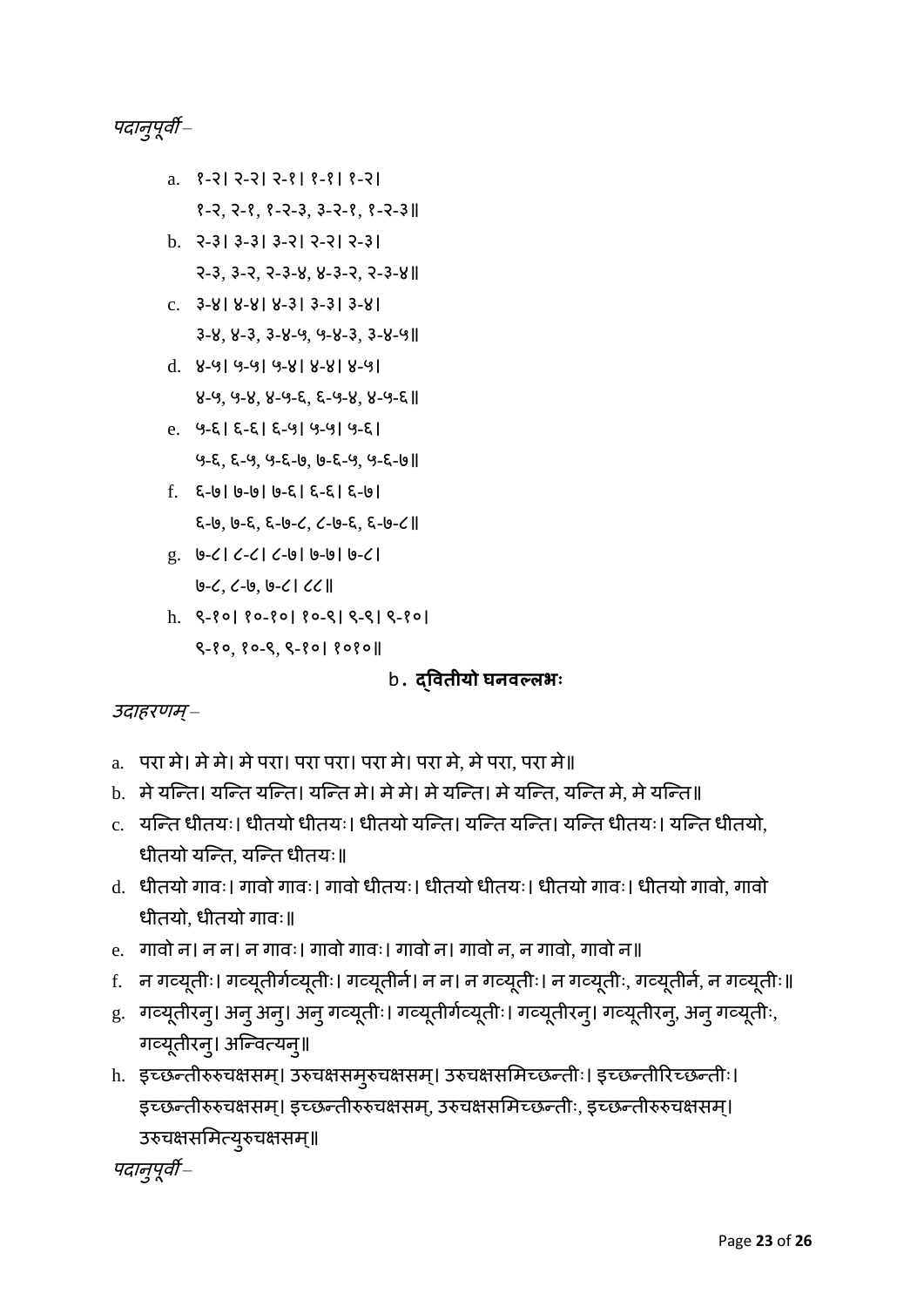*पदानुपूर्वी –*

a. १-२। २-२। २-१। १-१। १-२।
   १-२, २-१, १-२-३, ३-२-१, १-२-३॥
b. २-३। ३-३। ३-२। २-२। २-३।
   २-३, ३-२, २-३-४, ४-३-२, २-३-४॥
c. ३-४। ४-४। ४-३। ३-३। ३-४।
   ३-४, ४-३, ३-४-५, ५-४-३, ३-४-५॥
d. ४-५। ५-५। ५-४। ४-४। ४-५।
   ४-५, ५-४, ४-५-६, ६-५-४, ४-५-६॥
e. ५-६। ६-६। ६-५। ५-५। ५-६।
   ५-६, ६-५, ५-६-७, ७-६-५, ५-६-७॥
f. ६-७। ७-७। ७-६। ६-६। ६-७।
   ६-७, ७-६, ६-७-८, ८-७-६, ६-७-८॥
g. ७-८। ८-८। ८-७। ७-७। ७-८।
   ७-८, ८-७, ७-८। ८८॥
h. ९-१०। १०-१०। १०-९। ९-९। ९-१०।
   ९-१०, १०-९, ९-१०। १०१०॥

### b. द्वितीयो घनवल्लभः

*उदाहरणम् –*

a. परा मे। मे मे। मे परा। परा परा। परा मे। परा मे, मे परा, परा मे॥
b. मे यन्ति। यन्ति यन्ति। यन्ति मे। मे मे। मे यन्ति। मे यन्ति, यन्ति मे, मे यन्ति॥
c. यन्ति धीतयः। धीतयो धीतयः। धीतयो यन्ति। यन्ति यन्ति। यन्ति धीतयः। यन्ति धीतयो, धीतयो यन्ति, यन्ति धीतयः॥
d. धीतयो गावः। गावो गावः। गावो धीतयः। धीतयो धीतयः। धीतयो गावः। धीतयो गावो, गावो धीतयो, धीतयो गावः॥
e. गावो न। न न। न गावः। गावो गावः। गावो न। गावो न, न गावो, गावो न॥
f. न गव्यूतीः। गव्यूतीर्गव्यूतीः। गव्यूतीर्न। न न। न गव्यूतीः। न गव्यूतीः, गव्यूतीर्न, न गव्यूतीः॥
g. गव्यूतीरनु। अनु अनु। अनु गव्यूतीः। गव्यूतीर्गव्यूतीः। गव्यूतीरनु। गव्यूतीरनु, अनु गव्यूतीः, गव्यूतीरनु। अन्वित्यनु॥
h. इच्छन्तीरुरुचक्षसम्। उरुचक्षसमुरुचक्षसम्। उरुचक्षसमिच्छन्तीः। इच्छन्तीरिच्छन्तीः। इच्छन्तीरुरुचक्षसम्। इच्छन्तीरुरुचक्षसम्, उरुचक्षसमिच्छन्तीः, इच्छन्तीरुरुचक्षसम्। उरुचक्षसमित्युरुचक्षसम्॥

*पदानुपूर्वी –*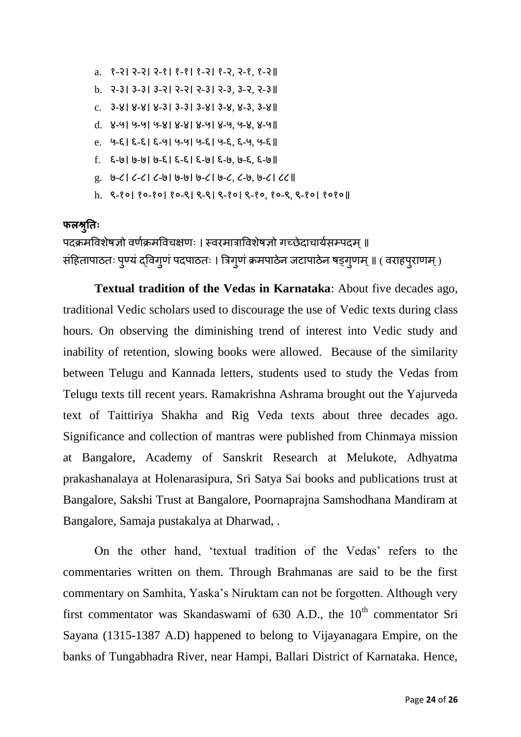a. १-२। २-२। २-१। १-१। १-२। १-२, २-१, १-२॥
b. २-३। ३-३। ३-२। २-२। २-३। २-३, ३-२, २-३॥
c. ३-४। ४-४। ४-३। ३-३। ३-४। ३-४, ४-३, ३-४॥
d. ४-५। ५-५। ५-४। ४-४। ४-५। ४-५, ५-४, ४-५॥
e. ५-६। ६-६। ६-५। ५-५। ५-६। ५-६, ६-५, ५-६॥
f. ६-७। ७-७। ७-६। ६-६। ६-७। ६-७, ७-६, ६-७॥
g. ७-८। ८-८। ८-७। ७-७। ७-८। ७-८, ८-७, ७-८। ८८॥
h. ९-१०। १०-१०। १०-९। ९-९। ९-१०। ९-१०, १०-९, ९-१०। १०१०॥

**फलश्रुतिः**

पदक्रमविशेषज्ञो वर्णक्रमविचक्षणः । स्वरमात्राविशेषज्ञो गच्छेदाचार्यसम्पदम् ॥
संहितापाठतः पुण्यं द्विगुणं पदपाठतः । त्रिगुणं क्रमपाठेन जटापाठेन षड्गुणम् ॥ ( वराहपुराणम् )

**Textual tradition of the Vedas in Karnataka**: About five decades ago, traditional Vedic scholars used to discourage the use of Vedic texts during class hours. On observing the diminishing trend of interest into Vedic study and inability of retention, slowing books were allowed. Because of the similarity between Telugu and Kannada letters, students used to study the Vedas from Telugu texts till recent years. Ramakrishna Ashrama brought out the Yajurveda text of Taittiriya Shakha and Rig Veda texts about three decades ago. Significance and collection of mantras were published from Chinmaya mission at Bangalore, Academy of Sanskrit Research at Melukote, Adhyatma prakashanalaya at Holenarasipura, Sri Satya Sai books and publications trust at Bangalore, Sakshi Trust at Bangalore, Poornaprajna Samshodhana Mandiram at Bangalore, Samaja pustakalya at Dharwad, .

On the other hand, 'textual tradition of the Vedas' refers to the commentaries written on them. Through Brahmanas are said to be the first commentary on Samhita, Yaska's Niruktam can not be forgotten. Although very first commentator was Skandaswami of 630 A.D., the 10th commentator Sri Sayana (1315-1387 A.D) happened to belong to Vijayanagara Empire, on the banks of Tungabhadra River, near Hampi, Ballari District of Karnataka. Hence,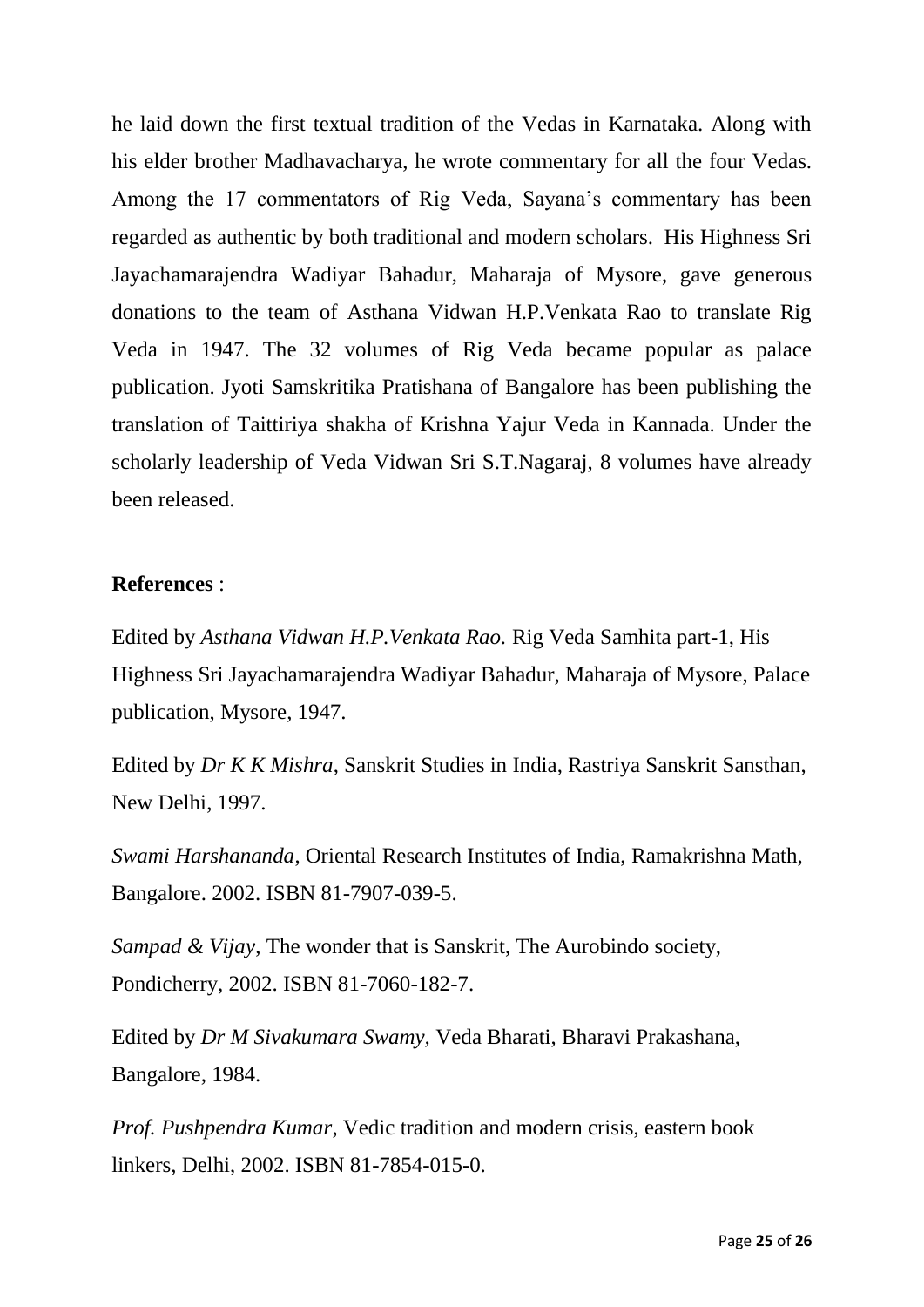he laid down the first textual tradition of the Vedas in Karnataka. Along with his elder brother Madhavacharya, he wrote commentary for all the four Vedas. Among the 17 commentators of Rig Veda, Sayana's commentary has been regarded as authentic by both traditional and modern scholars. His Highness Sri Jayachamarajendra Wadiyar Bahadur, Maharaja of Mysore, gave generous donations to the team of Asthana Vidwan H.P.Venkata Rao to translate Rig Veda in 1947. The 32 volumes of Rig Veda became popular as palace publication. Jyoti Samskritika Pratishana of Bangalore has been publishing the translation of Taittiriya shakha of Krishna Yajur Veda in Kannada. Under the scholarly leadership of Veda Vidwan Sri S.T.Nagaraj, 8 volumes have already been released.

**References** :

Edited by *Asthana Vidwan H.P.Venkata Rao.* Rig Veda Samhita part-1, His Highness Sri Jayachamarajendra Wadiyar Bahadur, Maharaja of Mysore, Palace publication, Mysore, 1947.

Edited by *Dr K K Mishra*, Sanskrit Studies in India, Rastriya Sanskrit Sansthan, New Delhi, 1997.

*Swami Harshananda*, Oriental Research Institutes of India, Ramakrishna Math, Bangalore. 2002. ISBN 81-7907-039-5.

*Sampad & Vijay*, The wonder that is Sanskrit, The Aurobindo society, Pondicherry, 2002. ISBN 81-7060-182-7.

Edited by *Dr M Sivakumara Swamy*, Veda Bharati, Bharavi Prakashana, Bangalore, 1984.

*Prof. Pushpendra Kumar*, Vedic tradition and modern crisis, eastern book linkers, Delhi, 2002. ISBN 81-7854-015-0.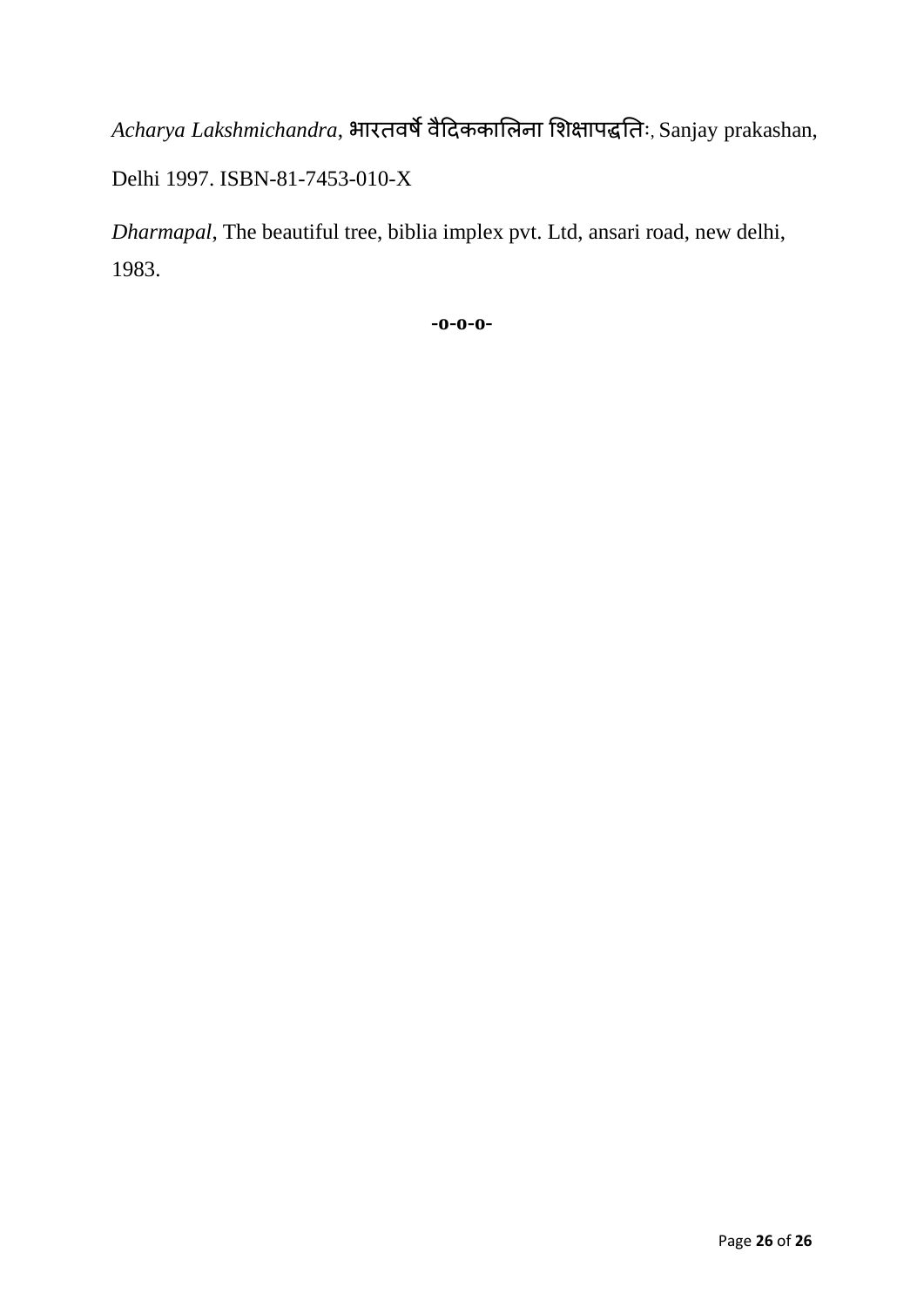*Acharya Lakshmichandra*, भारतवर्षे वैदिककालिना शिक्षापद्धतिः, Sanjay prakashan, Delhi 1997. ISBN-81-7453-010-X

*Dharmapal*, The beautiful tree, biblia implex pvt. Ltd, ansari road, new delhi, 1983.

**-o-o-o-**